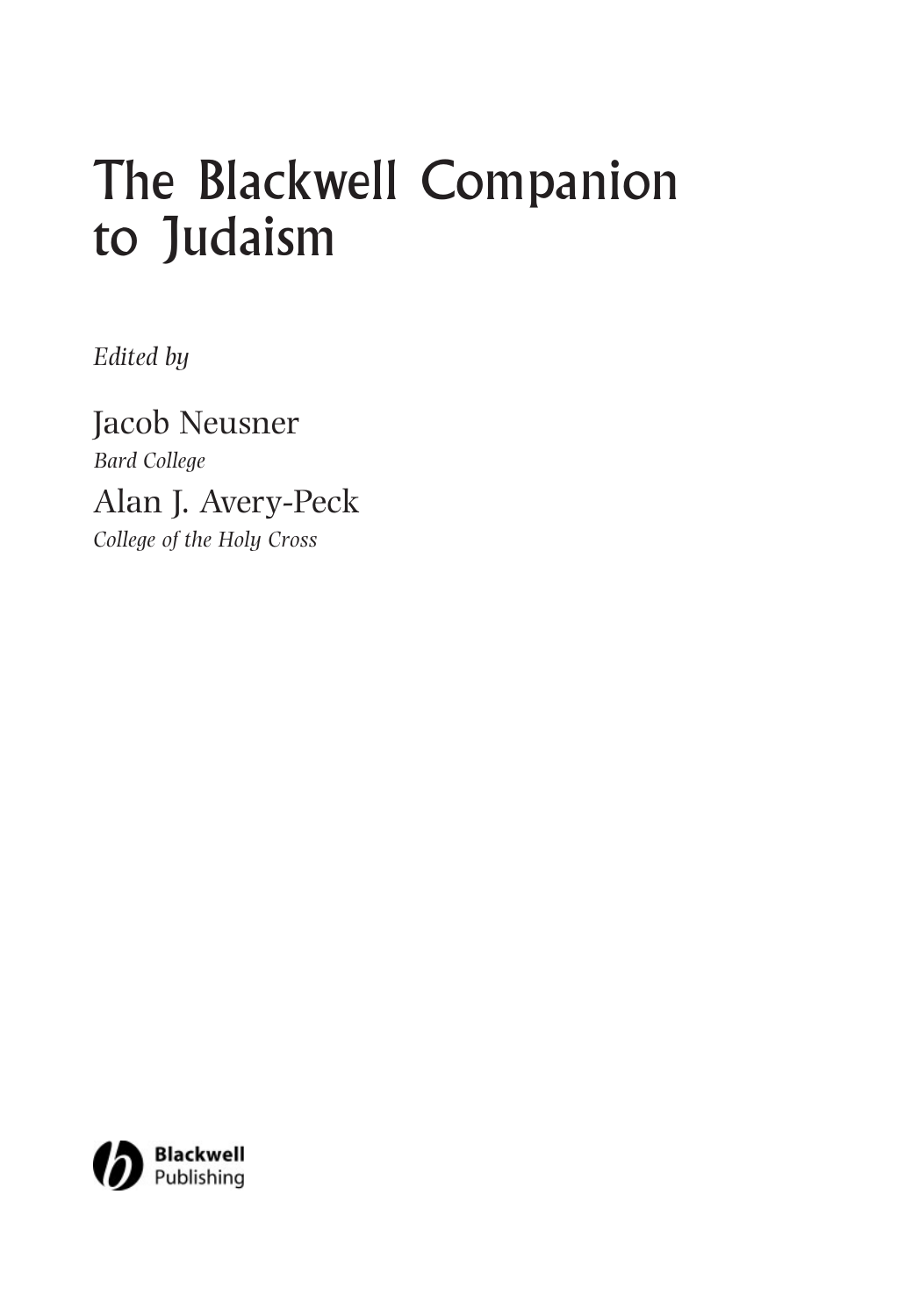# The Blackwell Companion to Judaism

*Edited by*

Jacob Neusner
*Bard College*

Alan J. Avery-Peck
*College of the Holy Cross*

Blackwell Publishing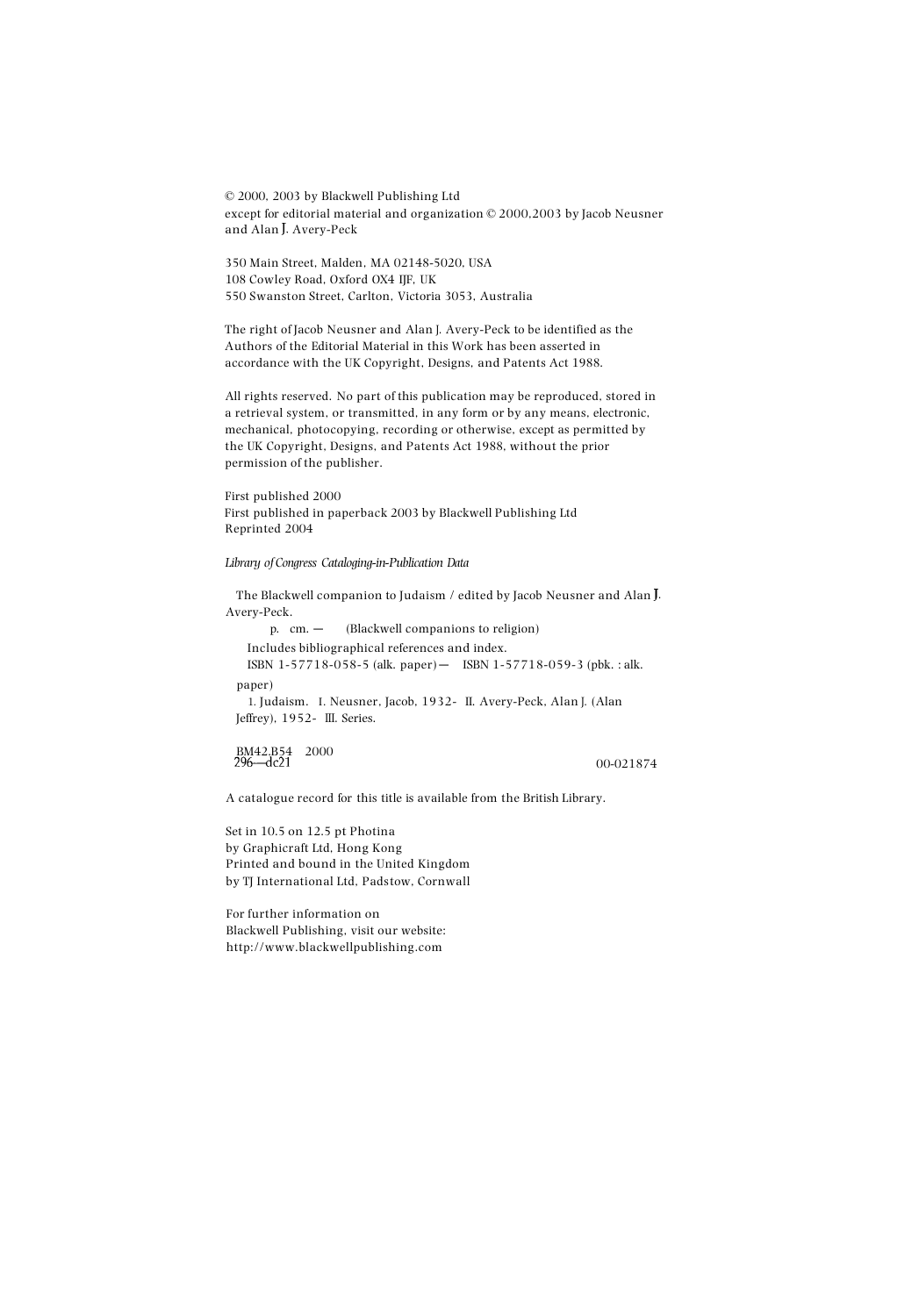© 2000, 2003 by Blackwell Publishing Ltd
except for editorial material and organization © 2000,2003 by Jacob Neusner and Alan J. Avery-Peck

350 Main Street, Malden, MA 02148-5020, USA
108 Cowley Road, Oxford OX4 IJF, UK
550 Swanston Street, Carlton, Victoria 3053, Australia

The right of Jacob Neusner and Alan J. Avery-Peck to be identified as the Authors of the Editorial Material in this Work has been asserted in accordance with the UK Copyright, Designs, and Patents Act 1988.

All rights reserved. No part of this publication may be reproduced, stored in a retrieval system, or transmitted, in any form or by any means, electronic, mechanical, photocopying, recording or otherwise, except as permitted by the UK Copyright, Designs, and Patents Act 1988, without the prior permission of the publisher.

First published 2000
First published in paperback 2003 by Blackwell Publishing Ltd
Reprinted 2004

*Library of Congress Cataloging-in-Publication Data*

The Blackwell companion to Judaism / edited by Jacob Neusner and Alan J. Avery-Peck.
p. cm. — (Blackwell companions to religion)
Includes bibliographical references and index.
ISBN 1-57718-058-5 (alk. paper) — ISBN 1-57718-059-3 (pbk. : alk. paper)
1. Judaism. I. Neusner, Jacob, 1932- II. Avery-Peck, Alan J. (Alan Jeffrey), 1952- III. Series.

BM42.B54 2000
296—dc21 00-021874

A catalogue record for this title is available from the British Library.

Set in 10.5 on 12.5 pt Photina
by Graphicraft Ltd, Hong Kong
Printed and bound in the United Kingdom
by TJ International Ltd, Padstow, Cornwall

For further information on
Blackwell Publishing, visit our website:
http://www.blackwellpublishing.com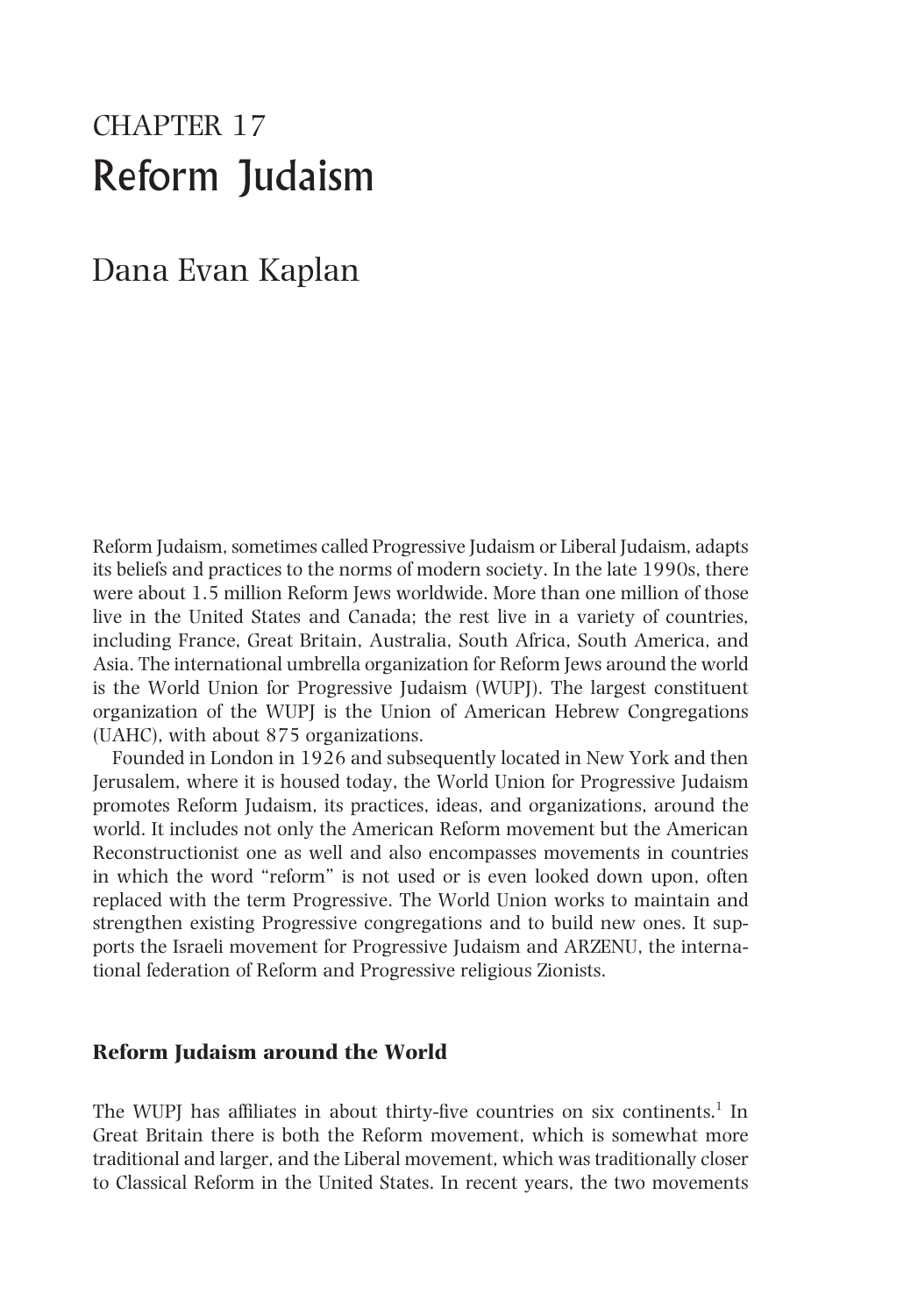# CHAPTER 17
# Reform Judaism

## Dana Evan Kaplan

Reform Judaism, sometimes called Progressive Judaism or Liberal Judaism, adapts its beliefs and practices to the norms of modern society. In the late 1990s, there were about 1.5 million Reform Jews worldwide. More than one million of those live in the United States and Canada; the rest live in a variety of countries, including France, Great Britain, Australia, South Africa, South America, and Asia. The international umbrella organization for Reform Jews around the world is the World Union for Progressive Judaism (WUPJ). The largest constituent organization of the WUPJ is the Union of American Hebrew Congregations (UAHC), with about 875 organizations.

Founded in London in 1926 and subsequently located in New York and then Jerusalem, where it is housed today, the World Union for Progressive Judaism promotes Reform Judaism, its practices, ideas, and organizations, around the world. It includes not only the American Reform movement but the American Reconstructionist one as well and also encompasses movements in countries in which the word "reform" is not used or is even looked down upon, often replaced with the term Progressive. The World Union works to maintain and strengthen existing Progressive congregations and to build new ones. It supports the Israeli movement for Progressive Judaism and ARZENU, the international federation of Reform and Progressive religious Zionists.

### Reform Judaism around the World

The WUPJ has affiliates in about thirty-five countries on six continents.[1] In Great Britain there is both the Reform movement, which is somewhat more traditional and larger, and the Liberal movement, which was traditionally closer to Classical Reform in the United States. In recent years, the two movements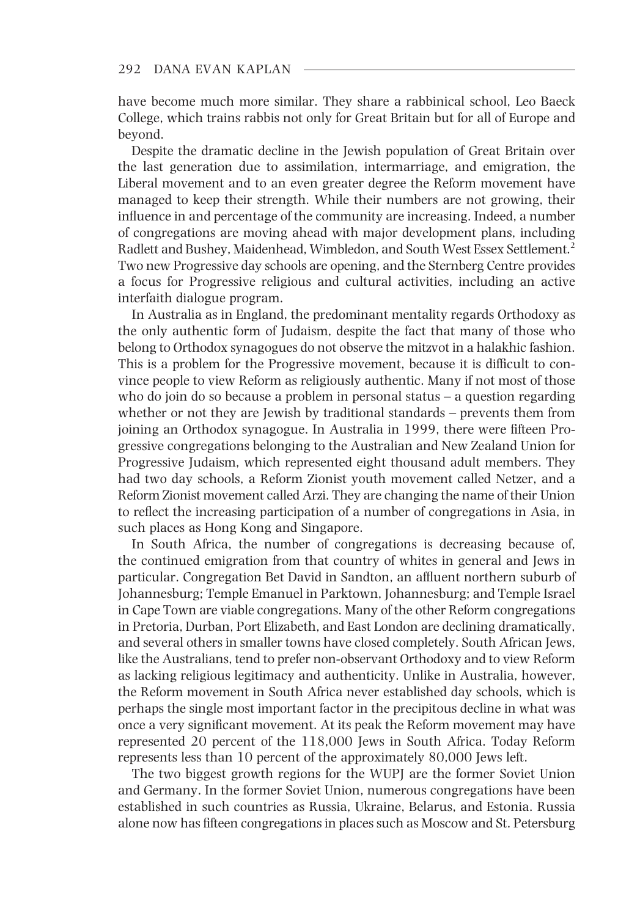have become much more similar. They share a rabbinical school, Leo Baeck College, which trains rabbis not only for Great Britain but for all of Europe and beyond.

Despite the dramatic decline in the Jewish population of Great Britain over the last generation due to assimilation, intermarriage, and emigration, the Liberal movement and to an even greater degree the Reform movement have managed to keep their strength. While their numbers are not growing, their influence in and percentage of the community are increasing. Indeed, a number of congregations are moving ahead with major development plans, including Radlett and Bushey, Maidenhead, Wimbledon, and South West Essex Settlement.[2] Two new Progressive day schools are opening, and the Sternberg Centre provides a focus for Progressive religious and cultural activities, including an active interfaith dialogue program.

In Australia as in England, the predominant mentality regards Orthodoxy as the only authentic form of Judaism, despite the fact that many of those who belong to Orthodox synagogues do not observe the mitzvot in a halakhic fashion. This is a problem for the Progressive movement, because it is difficult to convince people to view Reform as religiously authentic. Many if not most of those who do join do so because a problem in personal status – a question regarding whether or not they are Jewish by traditional standards – prevents them from joining an Orthodox synagogue. In Australia in 1999, there were fifteen Progressive congregations belonging to the Australian and New Zealand Union for Progressive Judaism, which represented eight thousand adult members. They had two day schools, a Reform Zionist youth movement called Netzer, and a Reform Zionist movement called Arzi. They are changing the name of their Union to reflect the increasing participation of a number of congregations in Asia, in such places as Hong Kong and Singapore.

In South Africa, the number of congregations is decreasing because of, the continued emigration from that country of whites in general and Jews in particular. Congregation Bet David in Sandton, an affluent northern suburb of Johannesburg; Temple Emanuel in Parktown, Johannesburg; and Temple Israel in Cape Town are viable congregations. Many of the other Reform congregations in Pretoria, Durban, Port Elizabeth, and East London are declining dramatically, and several others in smaller towns have closed completely. South African Jews, like the Australians, tend to prefer non-observant Orthodoxy and to view Reform as lacking religious legitimacy and authenticity. Unlike in Australia, however, the Reform movement in South Africa never established day schools, which is perhaps the single most important factor in the precipitous decline in what was once a very significant movement. At its peak the Reform movement may have represented 20 percent of the 118,000 Jews in South Africa. Today Reform represents less than 10 percent of the approximately 80,000 Jews left.

The two biggest growth regions for the WUPJ are the former Soviet Union and Germany. In the former Soviet Union, numerous congregations have been established in such countries as Russia, Ukraine, Belarus, and Estonia. Russia alone now has fifteen congregations in places such as Moscow and St. Petersburg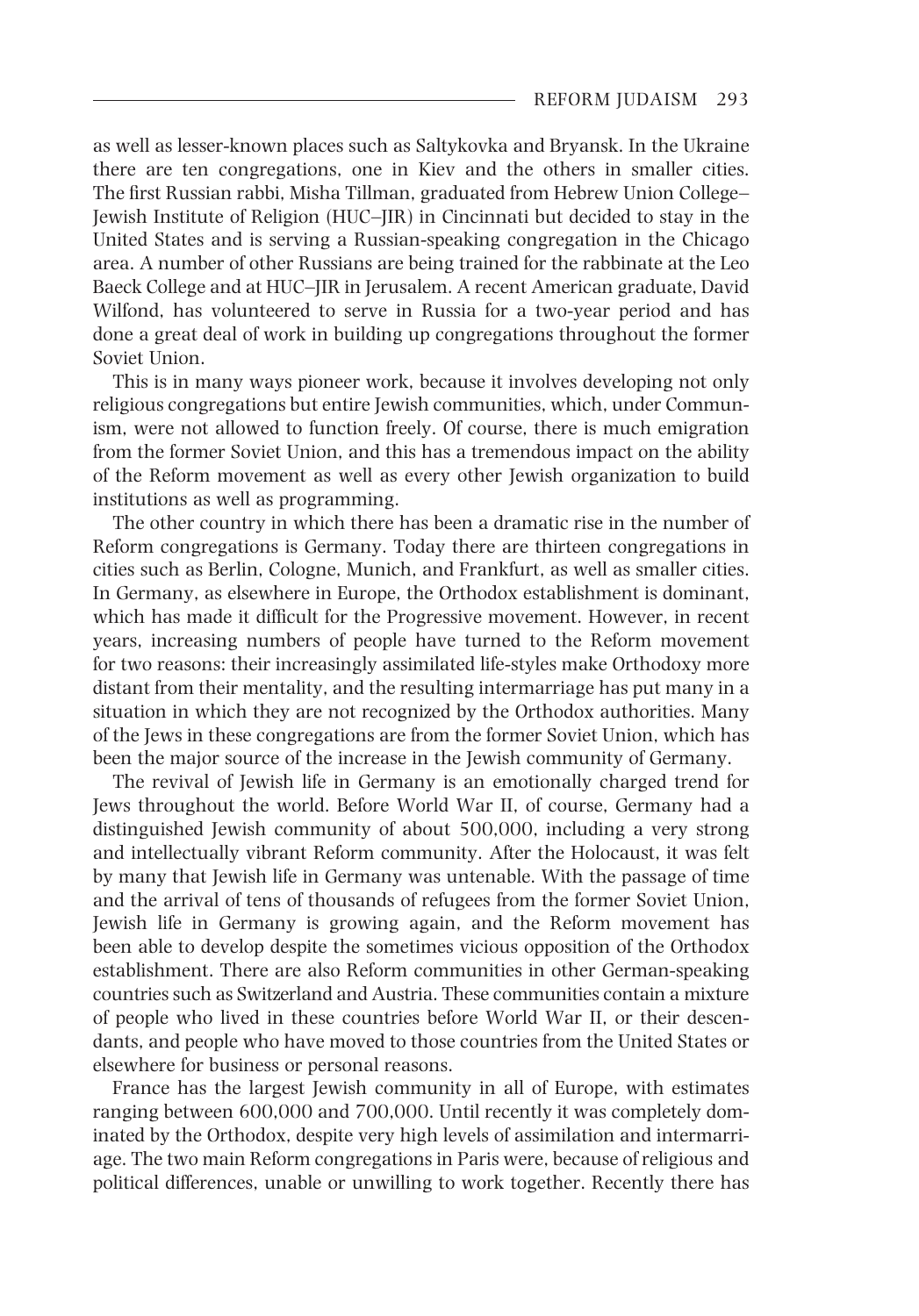as well as lesser-known places such as Saltykovka and Bryansk. In the Ukraine there are ten congregations, one in Kiev and the others in smaller cities. The first Russian rabbi, Misha Tillman, graduated from Hebrew Union College–Jewish Institute of Religion (HUC–JIR) in Cincinnati but decided to stay in the United States and is serving a Russian-speaking congregation in the Chicago area. A number of other Russians are being trained for the rabbinate at the Leo Baeck College and at HUC–JIR in Jerusalem. A recent American graduate, David Wilfond, has volunteered to serve in Russia for a two-year period and has done a great deal of work in building up congregations throughout the former Soviet Union.

This is in many ways pioneer work, because it involves developing not only religious congregations but entire Jewish communities, which, under Communism, were not allowed to function freely. Of course, there is much emigration from the former Soviet Union, and this has a tremendous impact on the ability of the Reform movement as well as every other Jewish organization to build institutions as well as programming.

The other country in which there has been a dramatic rise in the number of Reform congregations is Germany. Today there are thirteen congregations in cities such as Berlin, Cologne, Munich, and Frankfurt, as well as smaller cities. In Germany, as elsewhere in Europe, the Orthodox establishment is dominant, which has made it difficult for the Progressive movement. However, in recent years, increasing numbers of people have turned to the Reform movement for two reasons: their increasingly assimilated life-styles make Orthodoxy more distant from their mentality, and the resulting intermarriage has put many in a situation in which they are not recognized by the Orthodox authorities. Many of the Jews in these congregations are from the former Soviet Union, which has been the major source of the increase in the Jewish community of Germany.

The revival of Jewish life in Germany is an emotionally charged trend for Jews throughout the world. Before World War II, of course, Germany had a distinguished Jewish community of about 500,000, including a very strong and intellectually vibrant Reform community. After the Holocaust, it was felt by many that Jewish life in Germany was untenable. With the passage of time and the arrival of tens of thousands of refugees from the former Soviet Union, Jewish life in Germany is growing again, and the Reform movement has been able to develop despite the sometimes vicious opposition of the Orthodox establishment. There are also Reform communities in other German-speaking countries such as Switzerland and Austria. These communities contain a mixture of people who lived in these countries before World War II, or their descendants, and people who have moved to those countries from the United States or elsewhere for business or personal reasons.

France has the largest Jewish community in all of Europe, with estimates ranging between 600,000 and 700,000. Until recently it was completely dominated by the Orthodox, despite very high levels of assimilation and intermarriage. The two main Reform congregations in Paris were, because of religious and political differences, unable or unwilling to work together. Recently there has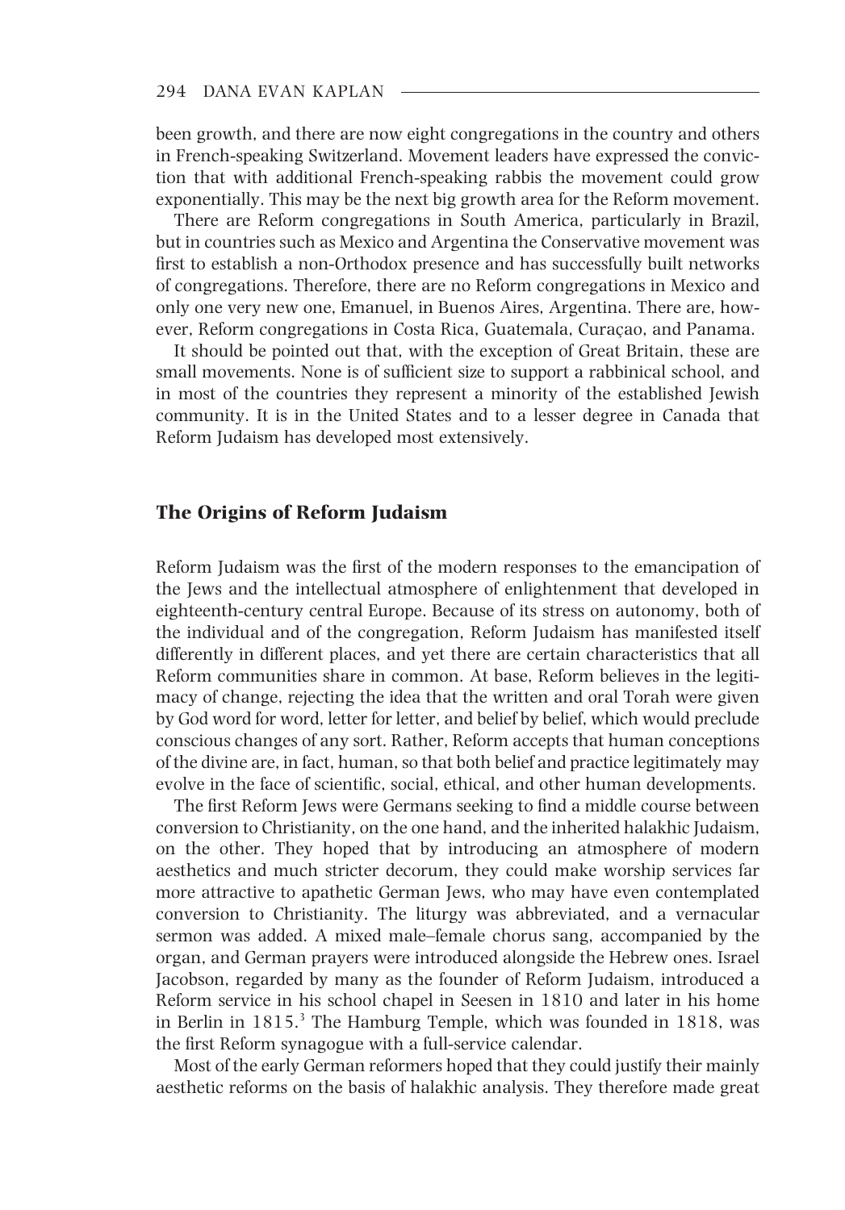been growth, and there are now eight congregations in the country and others in French-speaking Switzerland. Movement leaders have expressed the conviction that with additional French-speaking rabbis the movement could grow exponentially. This may be the next big growth area for the Reform movement.

There are Reform congregations in South America, particularly in Brazil, but in countries such as Mexico and Argentina the Conservative movement was first to establish a non-Orthodox presence and has successfully built networks of congregations. Therefore, there are no Reform congregations in Mexico and only one very new one, Emanuel, in Buenos Aires, Argentina. There are, however, Reform congregations in Costa Rica, Guatemala, Curaçao, and Panama.

It should be pointed out that, with the exception of Great Britain, these are small movements. None is of sufficient size to support a rabbinical school, and in most of the countries they represent a minority of the established Jewish community. It is in the United States and to a lesser degree in Canada that Reform Judaism has developed most extensively.

## The Origins of Reform Judaism

Reform Judaism was the first of the modern responses to the emancipation of the Jews and the intellectual atmosphere of enlightenment that developed in eighteenth-century central Europe. Because of its stress on autonomy, both of the individual and of the congregation, Reform Judaism has manifested itself differently in different places, and yet there are certain characteristics that all Reform communities share in common. At base, Reform believes in the legitimacy of change, rejecting the idea that the written and oral Torah were given by God word for word, letter for letter, and belief by belief, which would preclude conscious changes of any sort. Rather, Reform accepts that human conceptions of the divine are, in fact, human, so that both belief and practice legitimately may evolve in the face of scientific, social, ethical, and other human developments.

The first Reform Jews were Germans seeking to find a middle course between conversion to Christianity, on the one hand, and the inherited halakhic Judaism, on the other. They hoped that by introducing an atmosphere of modern aesthetics and much stricter decorum, they could make worship services far more attractive to apathetic German Jews, who may have even contemplated conversion to Christianity. The liturgy was abbreviated, and a vernacular sermon was added. A mixed male–female chorus sang, accompanied by the organ, and German prayers were introduced alongside the Hebrew ones. Israel Jacobson, regarded by many as the founder of Reform Judaism, introduced a Reform service in his school chapel in Seesen in 1810 and later in his home in Berlin in 1815.[3] The Hamburg Temple, which was founded in 1818, was the first Reform synagogue with a full-service calendar.

Most of the early German reformers hoped that they could justify their mainly aesthetic reforms on the basis of halakhic analysis. They therefore made great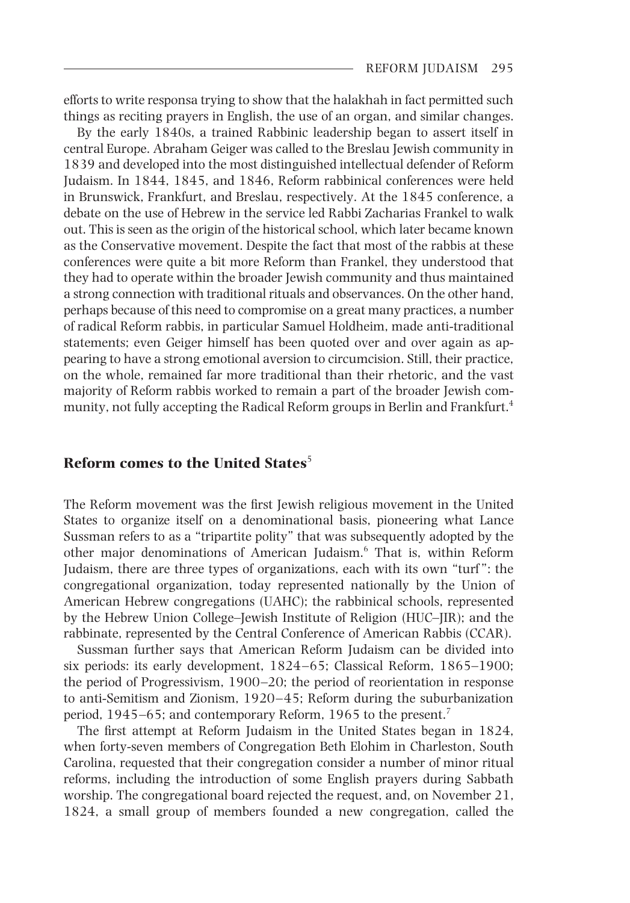efforts to write responsa trying to show that the halakhah in fact permitted such things as reciting prayers in English, the use of an organ, and similar changes.

By the early 1840s, a trained Rabbinic leadership began to assert itself in central Europe. Abraham Geiger was called to the Breslau Jewish community in 1839 and developed into the most distinguished intellectual defender of Reform Judaism. In 1844, 1845, and 1846, Reform rabbinical conferences were held in Brunswick, Frankfurt, and Breslau, respectively. At the 1845 conference, a debate on the use of Hebrew in the service led Rabbi Zacharias Frankel to walk out. This is seen as the origin of the historical school, which later became known as the Conservative movement. Despite the fact that most of the rabbis at these conferences were quite a bit more Reform than Frankel, they understood that they had to operate within the broader Jewish community and thus maintained a strong connection with traditional rituals and observances. On the other hand, perhaps because of this need to compromise on a great many practices, a number of radical Reform rabbis, in particular Samuel Holdheim, made anti-traditional statements; even Geiger himself has been quoted over and over again as appearing to have a strong emotional aversion to circumcision. Still, their practice, on the whole, remained far more traditional than their rhetoric, and the vast majority of Reform rabbis worked to remain a part of the broader Jewish community, not fully accepting the Radical Reform groups in Berlin and Frankfurt.[4]

## Reform comes to the United States[5]

The Reform movement was the first Jewish religious movement in the United States to organize itself on a denominational basis, pioneering what Lance Sussman refers to as a "tripartite polity" that was subsequently adopted by the other major denominations of American Judaism.[6] That is, within Reform Judaism, there are three types of organizations, each with its own "turf": the congregational organization, today represented nationally by the Union of American Hebrew congregations (UAHC); the rabbinical schools, represented by the Hebrew Union College–Jewish Institute of Religion (HUC–JIR); and the rabbinate, represented by the Central Conference of American Rabbis (CCAR).

Sussman further says that American Reform Judaism can be divided into six periods: its early development, 1824–65; Classical Reform, 1865–1900; the period of Progressivism, 1900–20; the period of reorientation in response to anti-Semitism and Zionism, 1920–45; Reform during the suburbanization period, 1945–65; and contemporary Reform, 1965 to the present.[7]

The first attempt at Reform Judaism in the United States began in 1824, when forty-seven members of Congregation Beth Elohim in Charleston, South Carolina, requested that their congregation consider a number of minor ritual reforms, including the introduction of some English prayers during Sabbath worship. The congregational board rejected the request, and, on November 21, 1824, a small group of members founded a new congregation, called the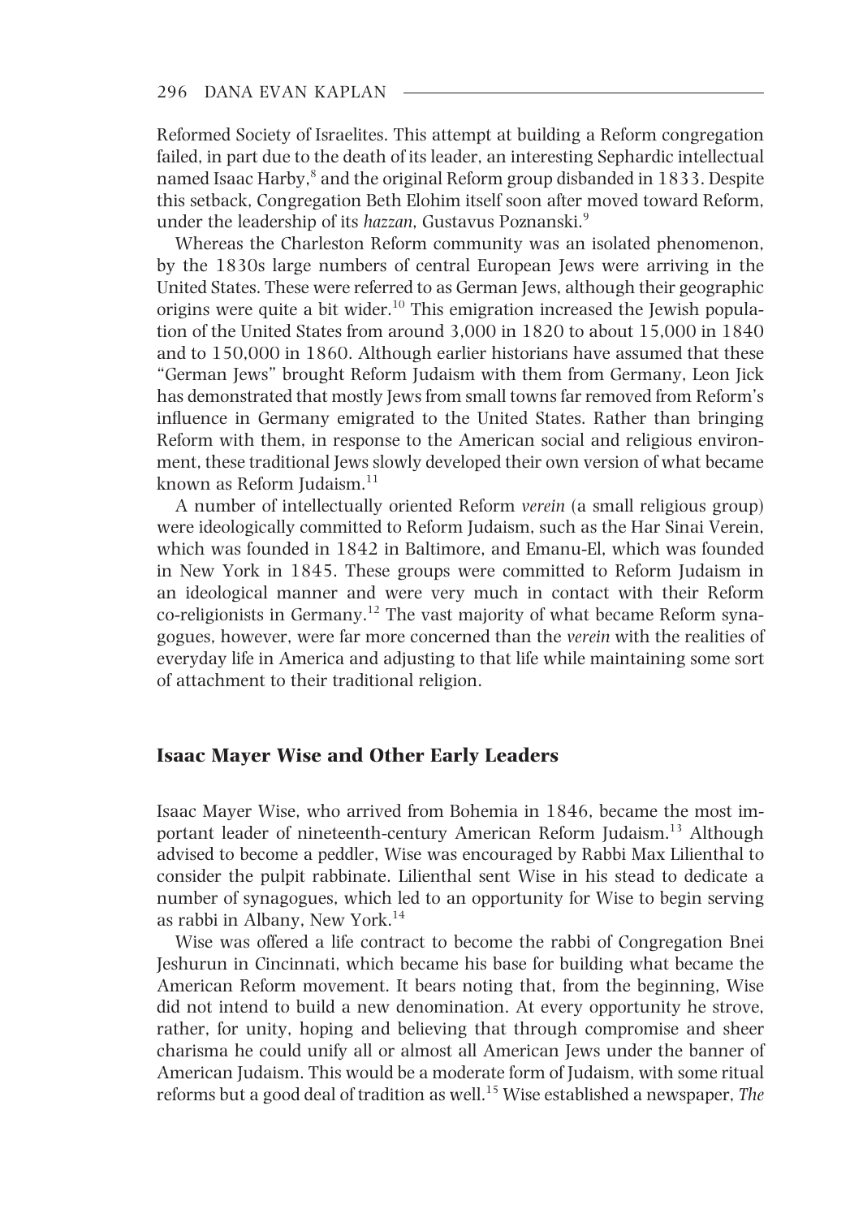Reformed Society of Israelites. This attempt at building a Reform congregation failed, in part due to the death of its leader, an interesting Sephardic intellectual named Isaac Harby,[8] and the original Reform group disbanded in 1833. Despite this setback, Congregation Beth Elohim itself soon after moved toward Reform, under the leadership of its *hazzan*, Gustavus Poznanski.[9]

Whereas the Charleston Reform community was an isolated phenomenon, by the 1830s large numbers of central European Jews were arriving in the United States. These were referred to as German Jews, although their geographic origins were quite a bit wider.[10] This emigration increased the Jewish population of the United States from around 3,000 in 1820 to about 15,000 in 1840 and to 150,000 in 1860. Although earlier historians have assumed that these "German Jews" brought Reform Judaism with them from Germany, Leon Jick has demonstrated that mostly Jews from small towns far removed from Reform's influence in Germany emigrated to the United States. Rather than bringing Reform with them, in response to the American social and religious environment, these traditional Jews slowly developed their own version of what became known as Reform Judaism.[11]

A number of intellectually oriented Reform *verein* (a small religious group) were ideologically committed to Reform Judaism, such as the Har Sinai Verein, which was founded in 1842 in Baltimore, and Emanu-El, which was founded in New York in 1845. These groups were committed to Reform Judaism in an ideological manner and were very much in contact with their Reform co-religionists in Germany.[12] The vast majority of what became Reform synagogues, however, were far more concerned than the *verein* with the realities of everyday life in America and adjusting to that life while maintaining some sort of attachment to their traditional religion.

## Isaac Mayer Wise and Other Early Leaders

Isaac Mayer Wise, who arrived from Bohemia in 1846, became the most important leader of nineteenth-century American Reform Judaism.[13] Although advised to become a peddler, Wise was encouraged by Rabbi Max Lilienthal to consider the pulpit rabbinate. Lilienthal sent Wise in his stead to dedicate a number of synagogues, which led to an opportunity for Wise to begin serving as rabbi in Albany, New York.[14]

Wise was offered a life contract to become the rabbi of Congregation Bnei Jeshurun in Cincinnati, which became his base for building what became the American Reform movement. It bears noting that, from the beginning, Wise did not intend to build a new denomination. At every opportunity he strove, rather, for unity, hoping and believing that through compromise and sheer charisma he could unify all or almost all American Jews under the banner of American Judaism. This would be a moderate form of Judaism, with some ritual reforms but a good deal of tradition as well.[15] Wise established a newspaper, *The*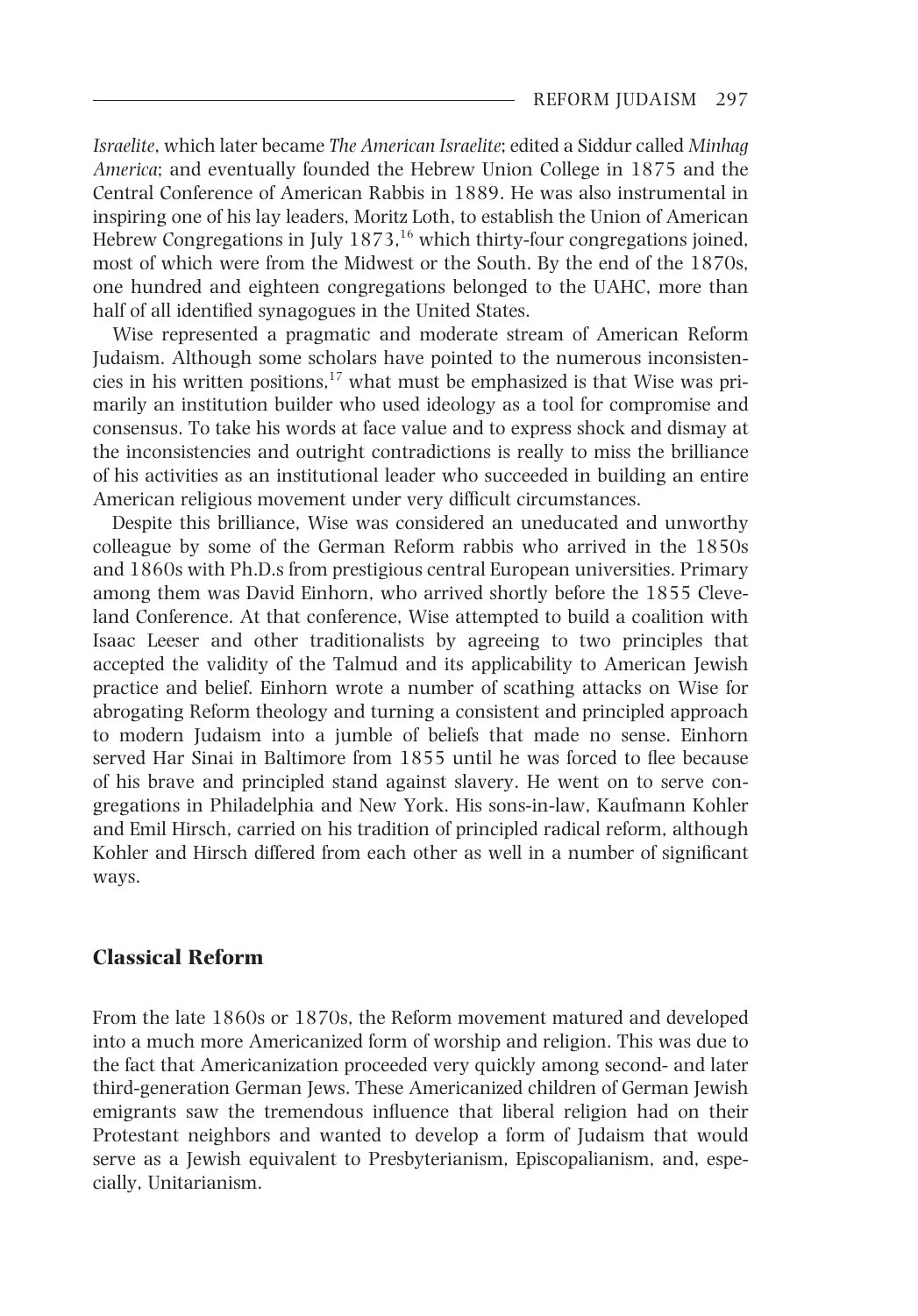*Israelite*, which later became *The American Israelite*; edited a Siddur called *Minhag America*; and eventually founded the Hebrew Union College in 1875 and the Central Conference of American Rabbis in 1889. He was also instrumental in inspiring one of his lay leaders, Moritz Loth, to establish the Union of American Hebrew Congregations in July 1873,[16] which thirty-four congregations joined, most of which were from the Midwest or the South. By the end of the 1870s, one hundred and eighteen congregations belonged to the UAHC, more than half of all identified synagogues in the United States.

Wise represented a pragmatic and moderate stream of American Reform Judaism. Although some scholars have pointed to the numerous inconsistencies in his written positions,[17] what must be emphasized is that Wise was primarily an institution builder who used ideology as a tool for compromise and consensus. To take his words at face value and to express shock and dismay at the inconsistencies and outright contradictions is really to miss the brilliance of his activities as an institutional leader who succeeded in building an entire American religious movement under very difficult circumstances.

Despite this brilliance, Wise was considered an uneducated and unworthy colleague by some of the German Reform rabbis who arrived in the 1850s and 1860s with Ph.D.s from prestigious central European universities. Primary among them was David Einhorn, who arrived shortly before the 1855 Cleveland Conference. At that conference, Wise attempted to build a coalition with Isaac Leeser and other traditionalists by agreeing to two principles that accepted the validity of the Talmud and its applicability to American Jewish practice and belief. Einhorn wrote a number of scathing attacks on Wise for abrogating Reform theology and turning a consistent and principled approach to modern Judaism into a jumble of beliefs that made no sense. Einhorn served Har Sinai in Baltimore from 1855 until he was forced to flee because of his brave and principled stand against slavery. He went on to serve congregations in Philadelphia and New York. His sons-in-law, Kaufmann Kohler and Emil Hirsch, carried on his tradition of principled radical reform, although Kohler and Hirsch differed from each other as well in a number of significant ways.

## Classical Reform

From the late 1860s or 1870s, the Reform movement matured and developed into a much more Americanized form of worship and religion. This was due to the fact that Americanization proceeded very quickly among second- and later third-generation German Jews. These Americanized children of German Jewish emigrants saw the tremendous influence that liberal religion had on their Protestant neighbors and wanted to develop a form of Judaism that would serve as a Jewish equivalent to Presbyterianism, Episcopalianism, and, especially, Unitarianism.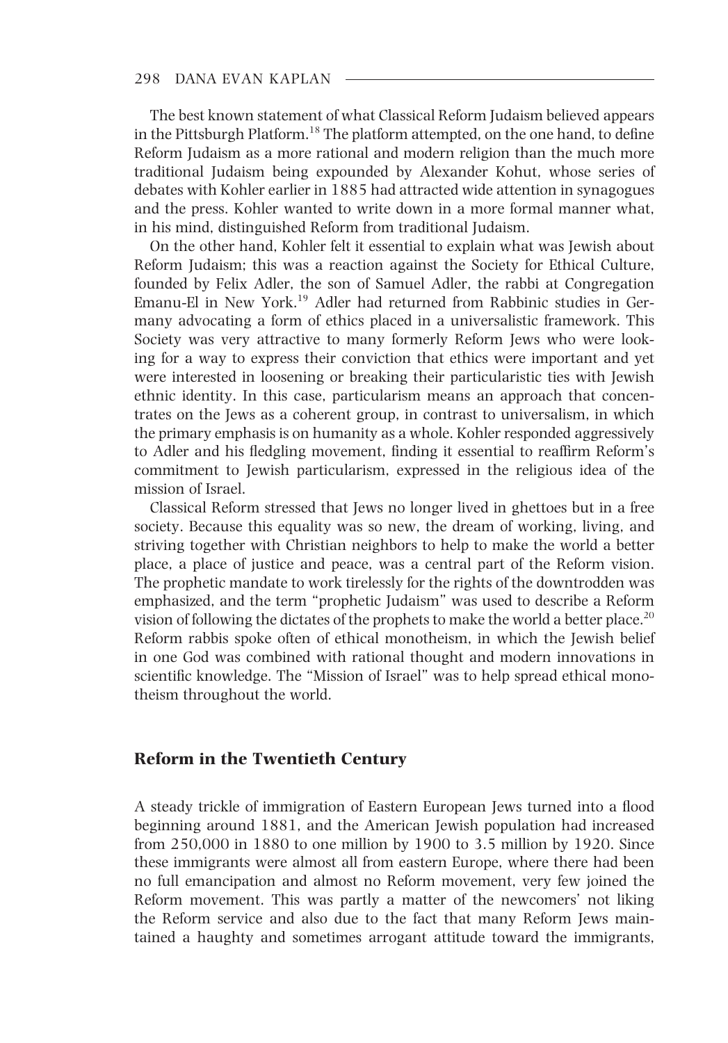The best known statement of what Classical Reform Judaism believed appears in the Pittsburgh Platform.[18] The platform attempted, on the one hand, to define Reform Judaism as a more rational and modern religion than the much more traditional Judaism being expounded by Alexander Kohut, whose series of debates with Kohler earlier in 1885 had attracted wide attention in synagogues and the press. Kohler wanted to write down in a more formal manner what, in his mind, distinguished Reform from traditional Judaism.

On the other hand, Kohler felt it essential to explain what was Jewish about Reform Judaism; this was a reaction against the Society for Ethical Culture, founded by Felix Adler, the son of Samuel Adler, the rabbi at Congregation Emanu-El in New York.[19] Adler had returned from Rabbinic studies in Germany advocating a form of ethics placed in a universalistic framework. This Society was very attractive to many formerly Reform Jews who were looking for a way to express their conviction that ethics were important and yet were interested in loosening or breaking their particularistic ties with Jewish ethnic identity. In this case, particularism means an approach that concentrates on the Jews as a coherent group, in contrast to universalism, in which the primary emphasis is on humanity as a whole. Kohler responded aggressively to Adler and his fledgling movement, finding it essential to reaffirm Reform's commitment to Jewish particularism, expressed in the religious idea of the mission of Israel.

Classical Reform stressed that Jews no longer lived in ghettoes but in a free society. Because this equality was so new, the dream of working, living, and striving together with Christian neighbors to help to make the world a better place, a place of justice and peace, was a central part of the Reform vision. The prophetic mandate to work tirelessly for the rights of the downtrodden was emphasized, and the term "prophetic Judaism" was used to describe a Reform vision of following the dictates of the prophets to make the world a better place.[20] Reform rabbis spoke often of ethical monotheism, in which the Jewish belief in one God was combined with rational thought and modern innovations in scientific knowledge. The "Mission of Israel" was to help spread ethical monotheism throughout the world.

## Reform in the Twentieth Century

A steady trickle of immigration of Eastern European Jews turned into a flood beginning around 1881, and the American Jewish population had increased from 250,000 in 1880 to one million by 1900 to 3.5 million by 1920. Since these immigrants were almost all from eastern Europe, where there had been no full emancipation and almost no Reform movement, very few joined the Reform movement. This was partly a matter of the newcomers' not liking the Reform service and also due to the fact that many Reform Jews maintained a haughty and sometimes arrogant attitude toward the immigrants,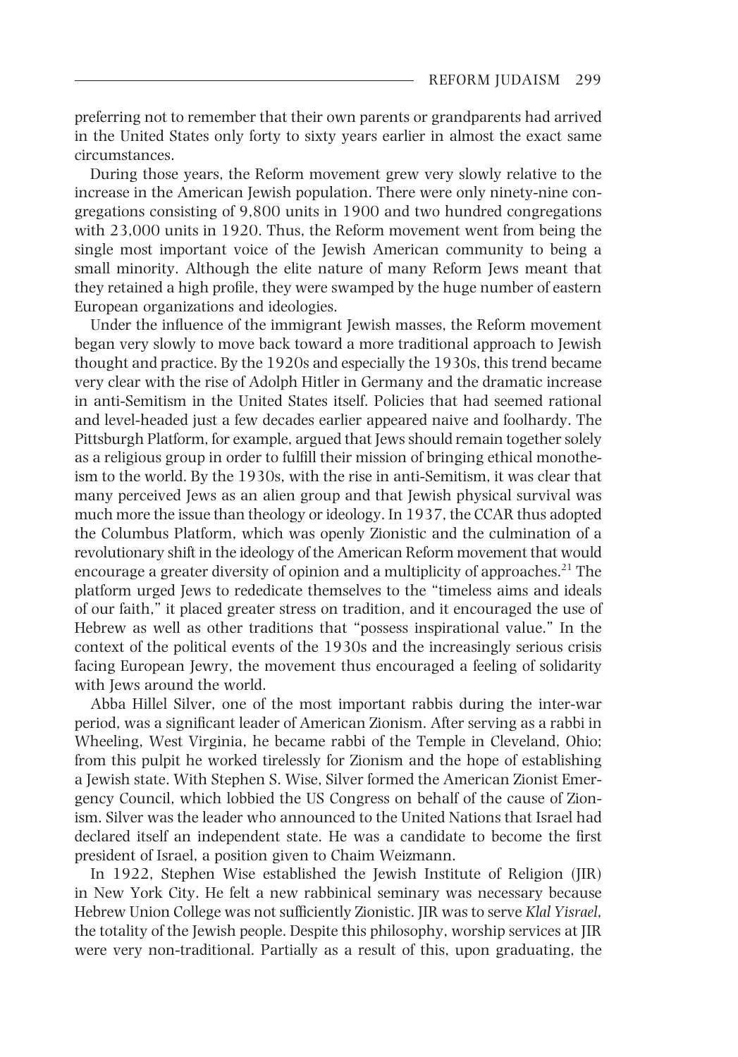preferring not to remember that their own parents or grandparents had arrived in the United States only forty to sixty years earlier in almost the exact same circumstances.

During those years, the Reform movement grew very slowly relative to the increase in the American Jewish population. There were only ninety-nine congregations consisting of 9,800 units in 1900 and two hundred congregations with 23,000 units in 1920. Thus, the Reform movement went from being the single most important voice of the Jewish American community to being a small minority. Although the elite nature of many Reform Jews meant that they retained a high profile, they were swamped by the huge number of eastern European organizations and ideologies.

Under the influence of the immigrant Jewish masses, the Reform movement began very slowly to move back toward a more traditional approach to Jewish thought and practice. By the 1920s and especially the 1930s, this trend became very clear with the rise of Adolph Hitler in Germany and the dramatic increase in anti-Semitism in the United States itself. Policies that had seemed rational and level-headed just a few decades earlier appeared naive and foolhardy. The Pittsburgh Platform, for example, argued that Jews should remain together solely as a religious group in order to fulfill their mission of bringing ethical monotheism to the world. By the 1930s, with the rise in anti-Semitism, it was clear that many perceived Jews as an alien group and that Jewish physical survival was much more the issue than theology or ideology. In 1937, the CCAR thus adopted the Columbus Platform, which was openly Zionistic and the culmination of a revolutionary shift in the ideology of the American Reform movement that would encourage a greater diversity of opinion and a multiplicity of approaches.[21] The platform urged Jews to rededicate themselves to the "timeless aims and ideals of our faith," it placed greater stress on tradition, and it encouraged the use of Hebrew as well as other traditions that "possess inspirational value." In the context of the political events of the 1930s and the increasingly serious crisis facing European Jewry, the movement thus encouraged a feeling of solidarity with Jews around the world.

Abba Hillel Silver, one of the most important rabbis during the inter-war period, was a significant leader of American Zionism. After serving as a rabbi in Wheeling, West Virginia, he became rabbi of the Temple in Cleveland, Ohio; from this pulpit he worked tirelessly for Zionism and the hope of establishing a Jewish state. With Stephen S. Wise, Silver formed the American Zionist Emergency Council, which lobbied the US Congress on behalf of the cause of Zionism. Silver was the leader who announced to the United Nations that Israel had declared itself an independent state. He was a candidate to become the first president of Israel, a position given to Chaim Weizmann.

In 1922, Stephen Wise established the Jewish Institute of Religion (JIR) in New York City. He felt a new rabbinical seminary was necessary because Hebrew Union College was not sufficiently Zionistic. JIR was to serve *Klal Yisrael*, the totality of the Jewish people. Despite this philosophy, worship services at JIR were very non-traditional. Partially as a result of this, upon graduating, the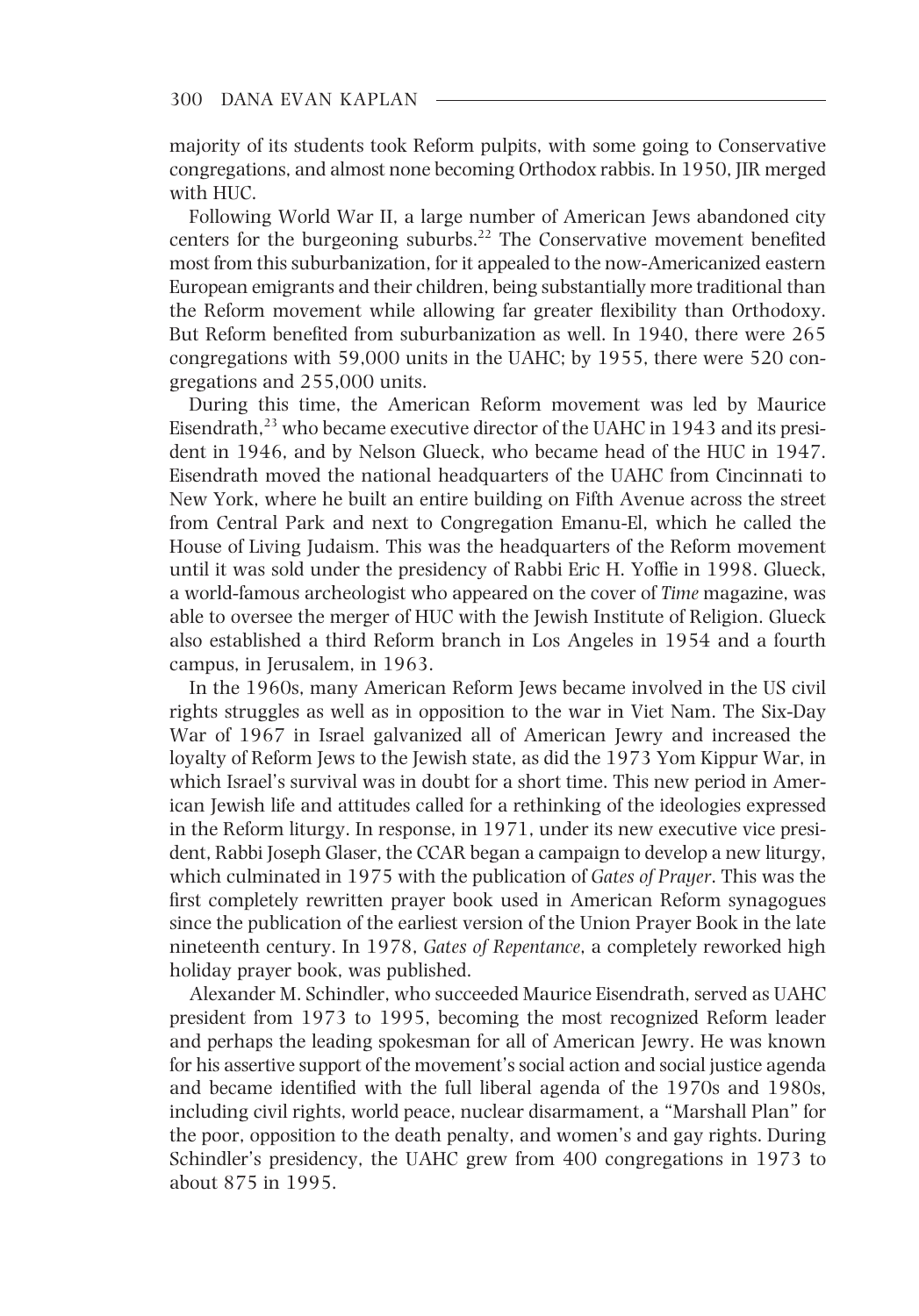majority of its students took Reform pulpits, with some going to Conservative congregations, and almost none becoming Orthodox rabbis. In 1950, JIR merged with HUC.

Following World War II, a large number of American Jews abandoned city centers for the burgeoning suburbs.[22] The Conservative movement benefited most from this suburbanization, for it appealed to the now-Americanized eastern European emigrants and their children, being substantially more traditional than the Reform movement while allowing far greater flexibility than Orthodoxy. But Reform benefited from suburbanization as well. In 1940, there were 265 congregations with 59,000 units in the UAHC; by 1955, there were 520 congregations and 255,000 units.

During this time, the American Reform movement was led by Maurice Eisendrath,[23] who became executive director of the UAHC in 1943 and its president in 1946, and by Nelson Glueck, who became head of the HUC in 1947. Eisendrath moved the national headquarters of the UAHC from Cincinnati to New York, where he built an entire building on Fifth Avenue across the street from Central Park and next to Congregation Emanu-El, which he called the House of Living Judaism. This was the headquarters of the Reform movement until it was sold under the presidency of Rabbi Eric H. Yoffie in 1998. Glueck, a world-famous archeologist who appeared on the cover of *Time* magazine, was able to oversee the merger of HUC with the Jewish Institute of Religion. Glueck also established a third Reform branch in Los Angeles in 1954 and a fourth campus, in Jerusalem, in 1963.

In the 1960s, many American Reform Jews became involved in the US civil rights struggles as well as in opposition to the war in Viet Nam. The Six-Day War of 1967 in Israel galvanized all of American Jewry and increased the loyalty of Reform Jews to the Jewish state, as did the 1973 Yom Kippur War, in which Israel's survival was in doubt for a short time. This new period in American Jewish life and attitudes called for a rethinking of the ideologies expressed in the Reform liturgy. In response, in 1971, under its new executive vice president, Rabbi Joseph Glaser, the CCAR began a campaign to develop a new liturgy, which culminated in 1975 with the publication of *Gates of Prayer*. This was the first completely rewritten prayer book used in American Reform synagogues since the publication of the earliest version of the Union Prayer Book in the late nineteenth century. In 1978, *Gates of Repentance*, a completely reworked high holiday prayer book, was published.

Alexander M. Schindler, who succeeded Maurice Eisendrath, served as UAHC president from 1973 to 1995, becoming the most recognized Reform leader and perhaps the leading spokesman for all of American Jewry. He was known for his assertive support of the movement's social action and social justice agenda and became identified with the full liberal agenda of the 1970s and 1980s, including civil rights, world peace, nuclear disarmament, a "Marshall Plan" for the poor, opposition to the death penalty, and women's and gay rights. During Schindler's presidency, the UAHC grew from 400 congregations in 1973 to about 875 in 1995.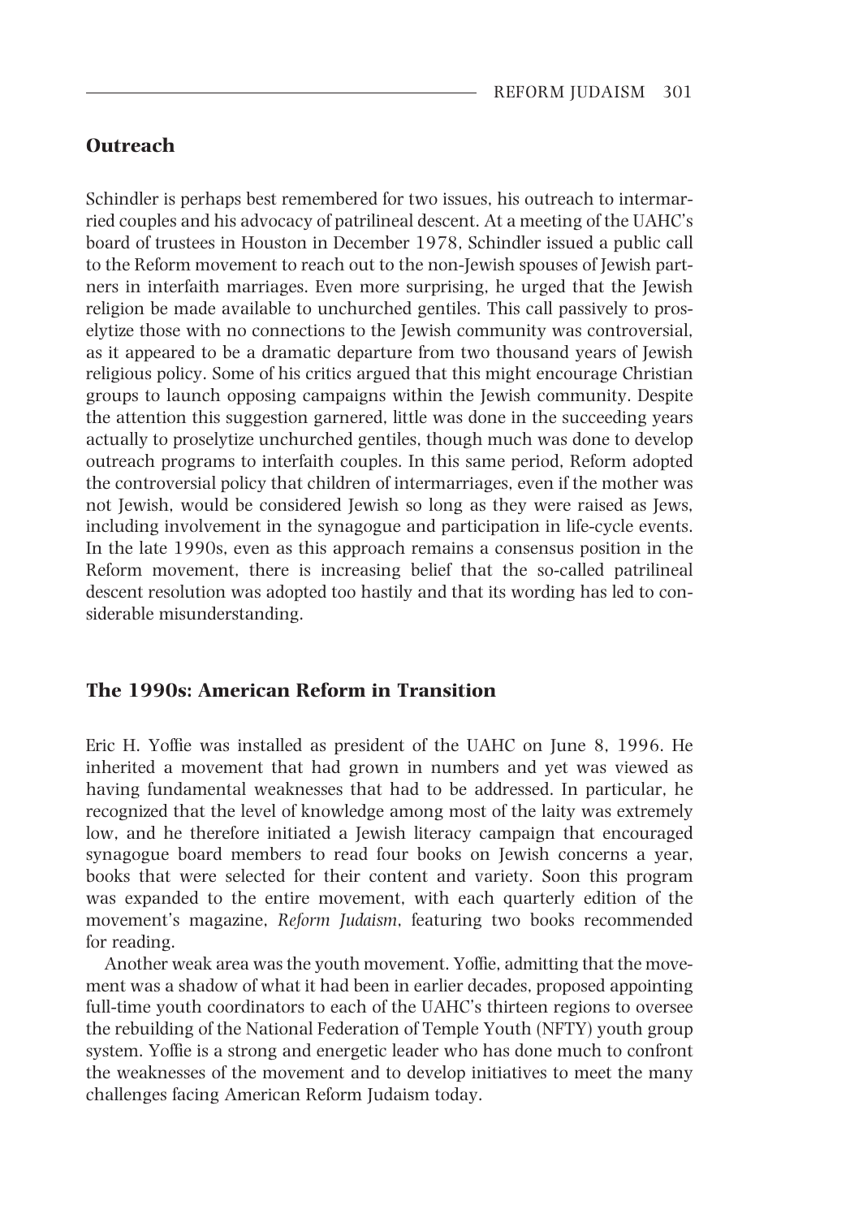## Outreach

Schindler is perhaps best remembered for two issues, his outreach to intermarried couples and his advocacy of patrilineal descent. At a meeting of the UAHC's board of trustees in Houston in December 1978, Schindler issued a public call to the Reform movement to reach out to the non-Jewish spouses of Jewish partners in interfaith marriages. Even more surprising, he urged that the Jewish religion be made available to unchurched gentiles. This call passively to proselytize those with no connections to the Jewish community was controversial, as it appeared to be a dramatic departure from two thousand years of Jewish religious policy. Some of his critics argued that this might encourage Christian groups to launch opposing campaigns within the Jewish community. Despite the attention this suggestion garnered, little was done in the succeeding years actually to proselytize unchurched gentiles, though much was done to develop outreach programs to interfaith couples. In this same period, Reform adopted the controversial policy that children of intermarriages, even if the mother was not Jewish, would be considered Jewish so long as they were raised as Jews, including involvement in the synagogue and participation in life-cycle events. In the late 1990s, even as this approach remains a consensus position in the Reform movement, there is increasing belief that the so-called patrilineal descent resolution was adopted too hastily and that its wording has led to considerable misunderstanding.

## The 1990s: American Reform in Transition

Eric H. Yoffie was installed as president of the UAHC on June 8, 1996. He inherited a movement that had grown in numbers and yet was viewed as having fundamental weaknesses that had to be addressed. In particular, he recognized that the level of knowledge among most of the laity was extremely low, and he therefore initiated a Jewish literacy campaign that encouraged synagogue board members to read four books on Jewish concerns a year, books that were selected for their content and variety. Soon this program was expanded to the entire movement, with each quarterly edition of the movement's magazine, *Reform Judaism*, featuring two books recommended for reading.

Another weak area was the youth movement. Yoffie, admitting that the movement was a shadow of what it had been in earlier decades, proposed appointing full-time youth coordinators to each of the UAHC's thirteen regions to oversee the rebuilding of the National Federation of Temple Youth (NFTY) youth group system. Yoffie is a strong and energetic leader who has done much to confront the weaknesses of the movement and to develop initiatives to meet the many challenges facing American Reform Judaism today.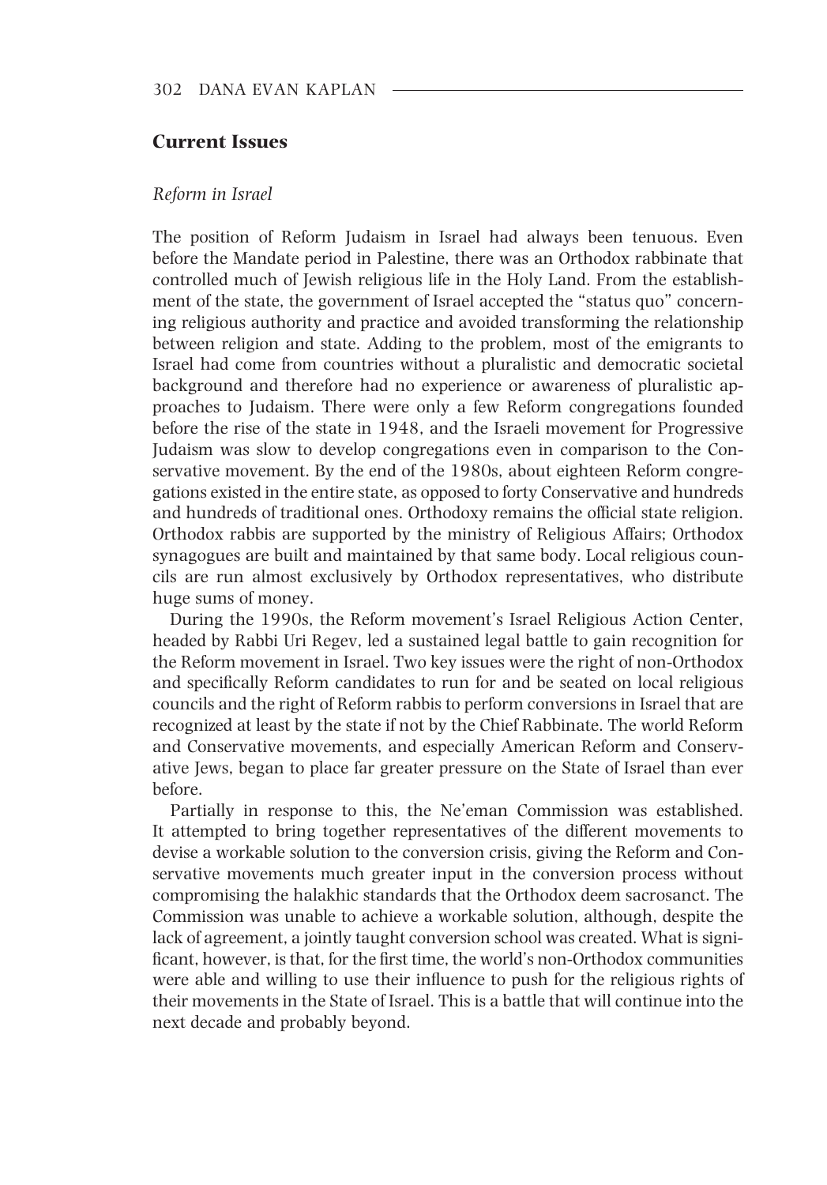## Current Issues

### *Reform in Israel*

The position of Reform Judaism in Israel had always been tenuous. Even before the Mandate period in Palestine, there was an Orthodox rabbinate that controlled much of Jewish religious life in the Holy Land. From the establishment of the state, the government of Israel accepted the "status quo" concerning religious authority and practice and avoided transforming the relationship between religion and state. Adding to the problem, most of the emigrants to Israel had come from countries without a pluralistic and democratic societal background and therefore had no experience or awareness of pluralistic approaches to Judaism. There were only a few Reform congregations founded before the rise of the state in 1948, and the Israeli movement for Progressive Judaism was slow to develop congregations even in comparison to the Conservative movement. By the end of the 1980s, about eighteen Reform congregations existed in the entire state, as opposed to forty Conservative and hundreds and hundreds of traditional ones. Orthodoxy remains the official state religion. Orthodox rabbis are supported by the ministry of Religious Affairs; Orthodox synagogues are built and maintained by that same body. Local religious councils are run almost exclusively by Orthodox representatives, who distribute huge sums of money.

During the 1990s, the Reform movement's Israel Religious Action Center, headed by Rabbi Uri Regev, led a sustained legal battle to gain recognition for the Reform movement in Israel. Two key issues were the right of non-Orthodox and specifically Reform candidates to run for and be seated on local religious councils and the right of Reform rabbis to perform conversions in Israel that are recognized at least by the state if not by the Chief Rabbinate. The world Reform and Conservative movements, and especially American Reform and Conservative Jews, began to place far greater pressure on the State of Israel than ever before.

Partially in response to this, the Ne'eman Commission was established. It attempted to bring together representatives of the different movements to devise a workable solution to the conversion crisis, giving the Reform and Conservative movements much greater input in the conversion process without compromising the halakhic standards that the Orthodox deem sacrosanct. The Commission was unable to achieve a workable solution, although, despite the lack of agreement, a jointly taught conversion school was created. What is significant, however, is that, for the first time, the world's non-Orthodox communities were able and willing to use their influence to push for the religious rights of their movements in the State of Israel. This is a battle that will continue into the next decade and probably beyond.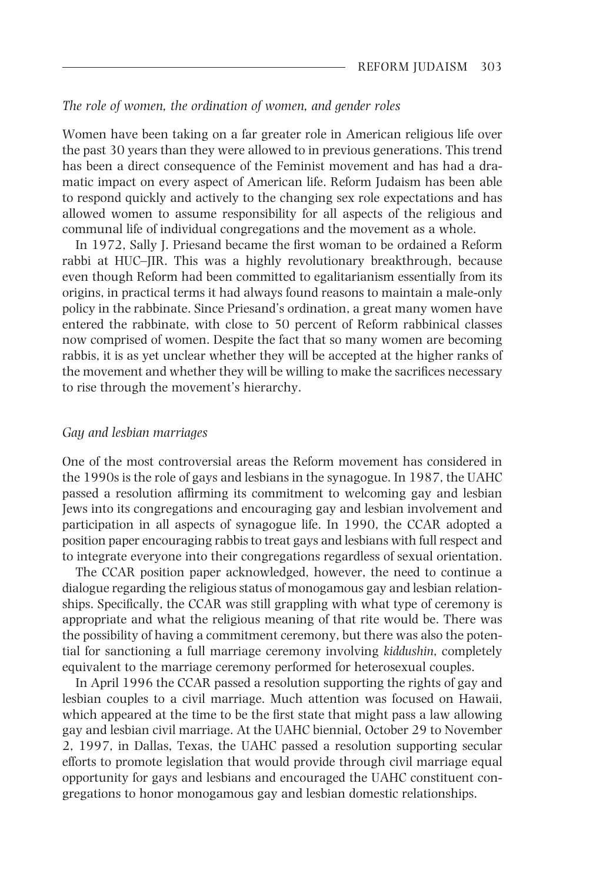*The role of women, the ordination of women, and gender roles*

Women have been taking on a far greater role in American religious life over the past 30 years than they were allowed to in previous generations. This trend has been a direct consequence of the Feminist movement and has had a dramatic impact on every aspect of American life. Reform Judaism has been able to respond quickly and actively to the changing sex role expectations and has allowed women to assume responsibility for all aspects of the religious and communal life of individual congregations and the movement as a whole.

In 1972, Sally J. Priesand became the first woman to be ordained a Reform rabbi at HUC–JIR. This was a highly revolutionary breakthrough, because even though Reform had been committed to egalitarianism essentially from its origins, in practical terms it had always found reasons to maintain a male-only policy in the rabbinate. Since Priesand's ordination, a great many women have entered the rabbinate, with close to 50 percent of Reform rabbinical classes now comprised of women. Despite the fact that so many women are becoming rabbis, it is as yet unclear whether they will be accepted at the higher ranks of the movement and whether they will be willing to make the sacrifices necessary to rise through the movement's hierarchy.

*Gay and lesbian marriages*

One of the most controversial areas the Reform movement has considered in the 1990s is the role of gays and lesbians in the synagogue. In 1987, the UAHC passed a resolution affirming its commitment to welcoming gay and lesbian Jews into its congregations and encouraging gay and lesbian involvement and participation in all aspects of synagogue life. In 1990, the CCAR adopted a position paper encouraging rabbis to treat gays and lesbians with full respect and to integrate everyone into their congregations regardless of sexual orientation.

The CCAR position paper acknowledged, however, the need to continue a dialogue regarding the religious status of monogamous gay and lesbian relationships. Specifically, the CCAR was still grappling with what type of ceremony is appropriate and what the religious meaning of that rite would be. There was the possibility of having a commitment ceremony, but there was also the potential for sanctioning a full marriage ceremony involving *kiddushin*, completely equivalent to the marriage ceremony performed for heterosexual couples.

In April 1996 the CCAR passed a resolution supporting the rights of gay and lesbian couples to a civil marriage. Much attention was focused on Hawaii, which appeared at the time to be the first state that might pass a law allowing gay and lesbian civil marriage. At the UAHC biennial, October 29 to November 2, 1997, in Dallas, Texas, the UAHC passed a resolution supporting secular efforts to promote legislation that would provide through civil marriage equal opportunity for gays and lesbians and encouraged the UAHC constituent congregations to honor monogamous gay and lesbian domestic relationships.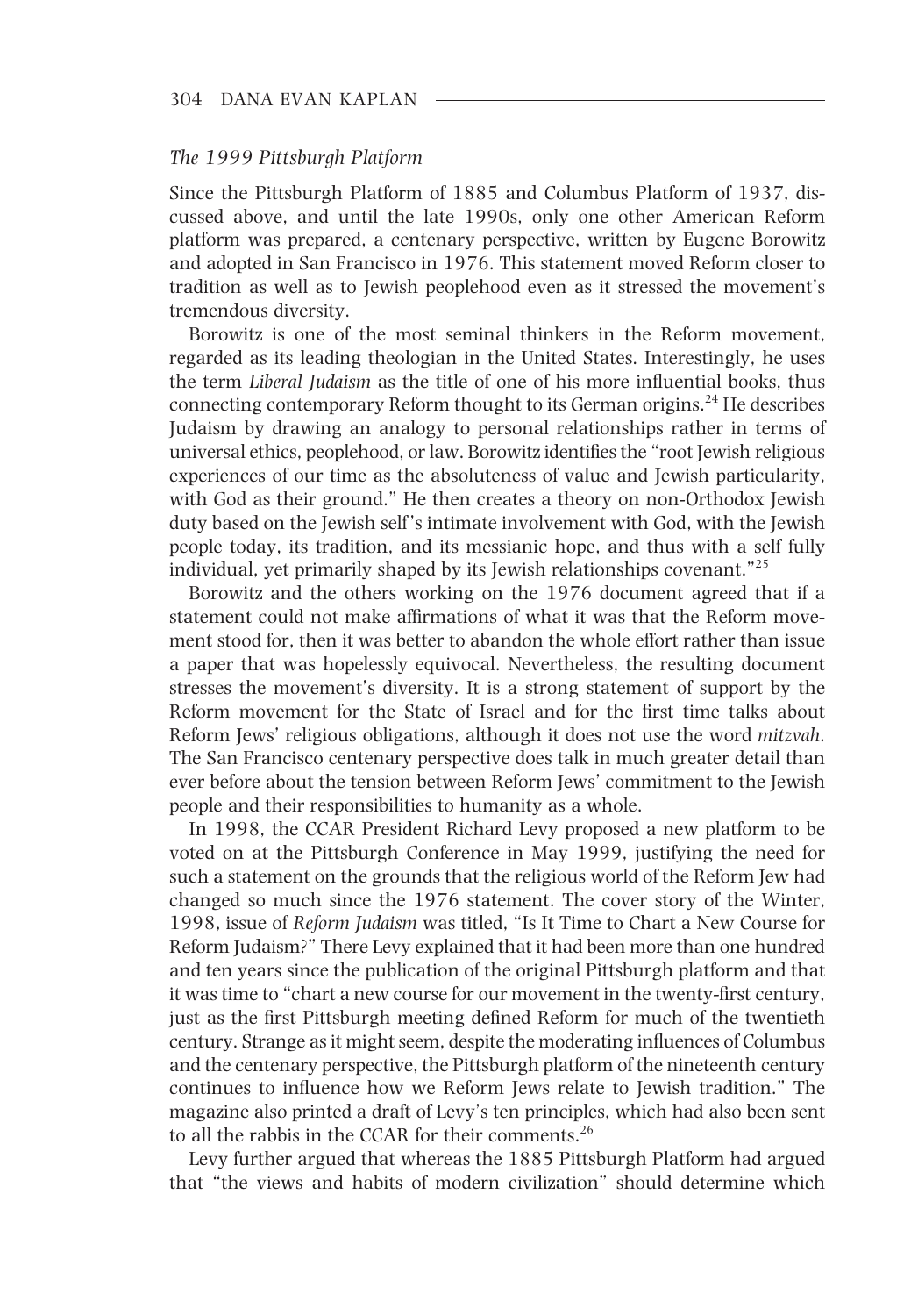### *The 1999 Pittsburgh Platform*

Since the Pittsburgh Platform of 1885 and Columbus Platform of 1937, discussed above, and until the late 1990s, only one other American Reform platform was prepared, a centenary perspective, written by Eugene Borowitz and adopted in San Francisco in 1976. This statement moved Reform closer to tradition as well as to Jewish peoplehood even as it stressed the movement's tremendous diversity.

Borowitz is one of the most seminal thinkers in the Reform movement, regarded as its leading theologian in the United States. Interestingly, he uses the term *Liberal Judaism* as the title of one of his more influential books, thus connecting contemporary Reform thought to its German origins.[24] He describes Judaism by drawing an analogy to personal relationships rather in terms of universal ethics, peoplehood, or law. Borowitz identifies the "root Jewish religious experiences of our time as the absoluteness of value and Jewish particularity, with God as their ground." He then creates a theory on non-Orthodox Jewish duty based on the Jewish self's intimate involvement with God, with the Jewish people today, its tradition, and its messianic hope, and thus with a self fully individual, yet primarily shaped by its Jewish relationships covenant."[25]

Borowitz and the others working on the 1976 document agreed that if a statement could not make affirmations of what it was that the Reform movement stood for, then it was better to abandon the whole effort rather than issue a paper that was hopelessly equivocal. Nevertheless, the resulting document stresses the movement's diversity. It is a strong statement of support by the Reform movement for the State of Israel and for the first time talks about Reform Jews' religious obligations, although it does not use the word *mitzvah*. The San Francisco centenary perspective does talk in much greater detail than ever before about the tension between Reform Jews' commitment to the Jewish people and their responsibilities to humanity as a whole.

In 1998, the CCAR President Richard Levy proposed a new platform to be voted on at the Pittsburgh Conference in May 1999, justifying the need for such a statement on the grounds that the religious world of the Reform Jew had changed so much since the 1976 statement. The cover story of the Winter, 1998, issue of *Reform Judaism* was titled, "Is It Time to Chart a New Course for Reform Judaism?" There Levy explained that it had been more than one hundred and ten years since the publication of the original Pittsburgh platform and that it was time to "chart a new course for our movement in the twenty-first century, just as the first Pittsburgh meeting defined Reform for much of the twentieth century. Strange as it might seem, despite the moderating influences of Columbus and the centenary perspective, the Pittsburgh platform of the nineteenth century continues to influence how we Reform Jews relate to Jewish tradition." The magazine also printed a draft of Levy's ten principles, which had also been sent to all the rabbis in the CCAR for their comments.[26]

Levy further argued that whereas the 1885 Pittsburgh Platform had argued that "the views and habits of modern civilization" should determine which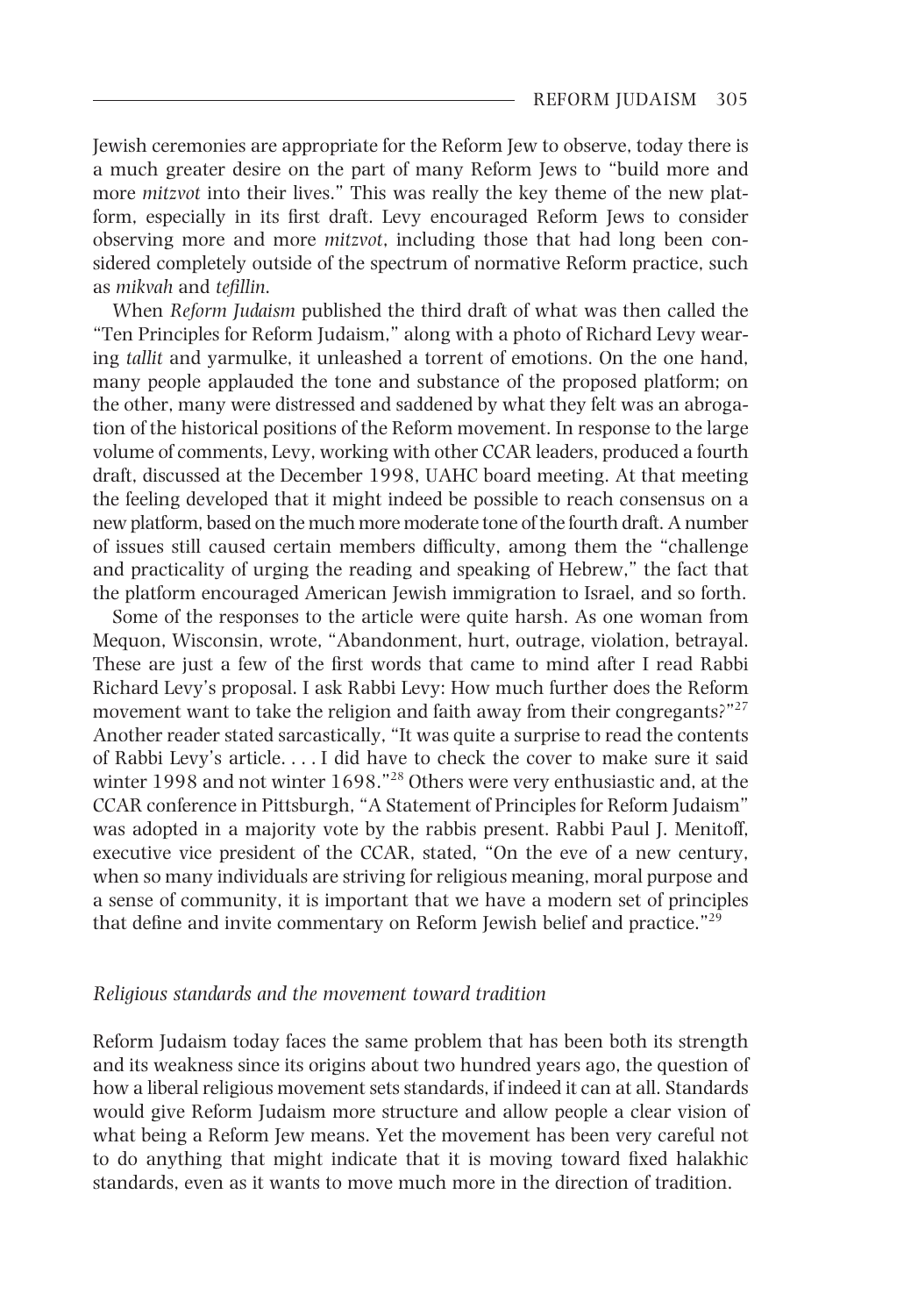Jewish ceremonies are appropriate for the Reform Jew to observe, today there is a much greater desire on the part of many Reform Jews to "build more and more *mitzvot* into their lives." This was really the key theme of the new platform, especially in its first draft. Levy encouraged Reform Jews to consider observing more and more *mitzvot*, including those that had long been considered completely outside of the spectrum of normative Reform practice, such as *mikvah* and *tefillin*.

When *Reform Judaism* published the third draft of what was then called the "Ten Principles for Reform Judaism," along with a photo of Richard Levy wearing *tallit* and yarmulke, it unleashed a torrent of emotions. On the one hand, many people applauded the tone and substance of the proposed platform; on the other, many were distressed and saddened by what they felt was an abrogation of the historical positions of the Reform movement. In response to the large volume of comments, Levy, working with other CCAR leaders, produced a fourth draft, discussed at the December 1998, UAHC board meeting. At that meeting the feeling developed that it might indeed be possible to reach consensus on a new platform, based on the much more moderate tone of the fourth draft. A number of issues still caused certain members difficulty, among them the "challenge and practicality of urging the reading and speaking of Hebrew," the fact that the platform encouraged American Jewish immigration to Israel, and so forth.

Some of the responses to the article were quite harsh. As one woman from Mequon, Wisconsin, wrote, "Abandonment, hurt, outrage, violation, betrayal. These are just a few of the first words that came to mind after I read Rabbi Richard Levy's proposal. I ask Rabbi Levy: How much further does the Reform movement want to take the religion and faith away from their congregants?"[27] Another reader stated sarcastically, "It was quite a surprise to read the contents of Rabbi Levy's article. . . . I did have to check the cover to make sure it said winter 1998 and not winter 1698."[28] Others were very enthusiastic and, at the CCAR conference in Pittsburgh, "A Statement of Principles for Reform Judaism" was adopted in a majority vote by the rabbis present. Rabbi Paul J. Menitoff, executive vice president of the CCAR, stated, "On the eve of a new century, when so many individuals are striving for religious meaning, moral purpose and a sense of community, it is important that we have a modern set of principles that define and invite commentary on Reform Jewish belief and practice."[29]

### *Religious standards and the movement toward tradition*

Reform Judaism today faces the same problem that has been both its strength and its weakness since its origins about two hundred years ago, the question of how a liberal religious movement sets standards, if indeed it can at all. Standards would give Reform Judaism more structure and allow people a clear vision of what being a Reform Jew means. Yet the movement has been very careful not to do anything that might indicate that it is moving toward fixed halakhic standards, even as it wants to move much more in the direction of tradition.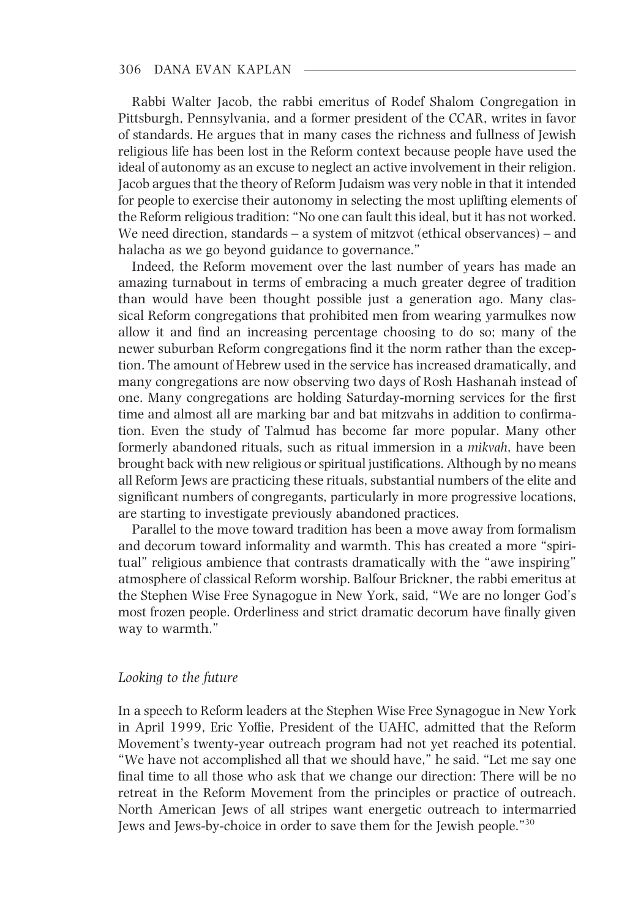Rabbi Walter Jacob, the rabbi emeritus of Rodef Shalom Congregation in Pittsburgh, Pennsylvania, and a former president of the CCAR, writes in favor of standards. He argues that in many cases the richness and fullness of Jewish religious life has been lost in the Reform context because people have used the ideal of autonomy as an excuse to neglect an active involvement in their religion. Jacob argues that the theory of Reform Judaism was very noble in that it intended for people to exercise their autonomy in selecting the most uplifting elements of the Reform religious tradition: "No one can fault this ideal, but it has not worked. We need direction, standards – a system of mitzvot (ethical observances) – and halacha as we go beyond guidance to governance."

Indeed, the Reform movement over the last number of years has made an amazing turnabout in terms of embracing a much greater degree of tradition than would have been thought possible just a generation ago. Many classical Reform congregations that prohibited men from wearing yarmulkes now allow it and find an increasing percentage choosing to do so; many of the newer suburban Reform congregations find it the norm rather than the exception. The amount of Hebrew used in the service has increased dramatically, and many congregations are now observing two days of Rosh Hashanah instead of one. Many congregations are holding Saturday-morning services for the first time and almost all are marking bar and bat mitzvahs in addition to confirmation. Even the study of Talmud has become far more popular. Many other formerly abandoned rituals, such as ritual immersion in a *mikvah*, have been brought back with new religious or spiritual justifications. Although by no means all Reform Jews are practicing these rituals, substantial numbers of the elite and significant numbers of congregants, particularly in more progressive locations, are starting to investigate previously abandoned practices.

Parallel to the move toward tradition has been a move away from formalism and decorum toward informality and warmth. This has created a more "spiritual" religious ambience that contrasts dramatically with the "awe inspiring" atmosphere of classical Reform worship. Balfour Brickner, the rabbi emeritus at the Stephen Wise Free Synagogue in New York, said, "We are no longer God's most frozen people. Orderliness and strict dramatic decorum have finally given way to warmth."

### *Looking to the future*

In a speech to Reform leaders at the Stephen Wise Free Synagogue in New York in April 1999, Eric Yoffie, President of the UAHC, admitted that the Reform Movement's twenty-year outreach program had not yet reached its potential. "We have not accomplished all that we should have," he said. "Let me say one final time to all those who ask that we change our direction: There will be no retreat in the Reform Movement from the principles or practice of outreach. North American Jews of all stripes want energetic outreach to intermarried Jews and Jews-by-choice in order to save them for the Jewish people."[30]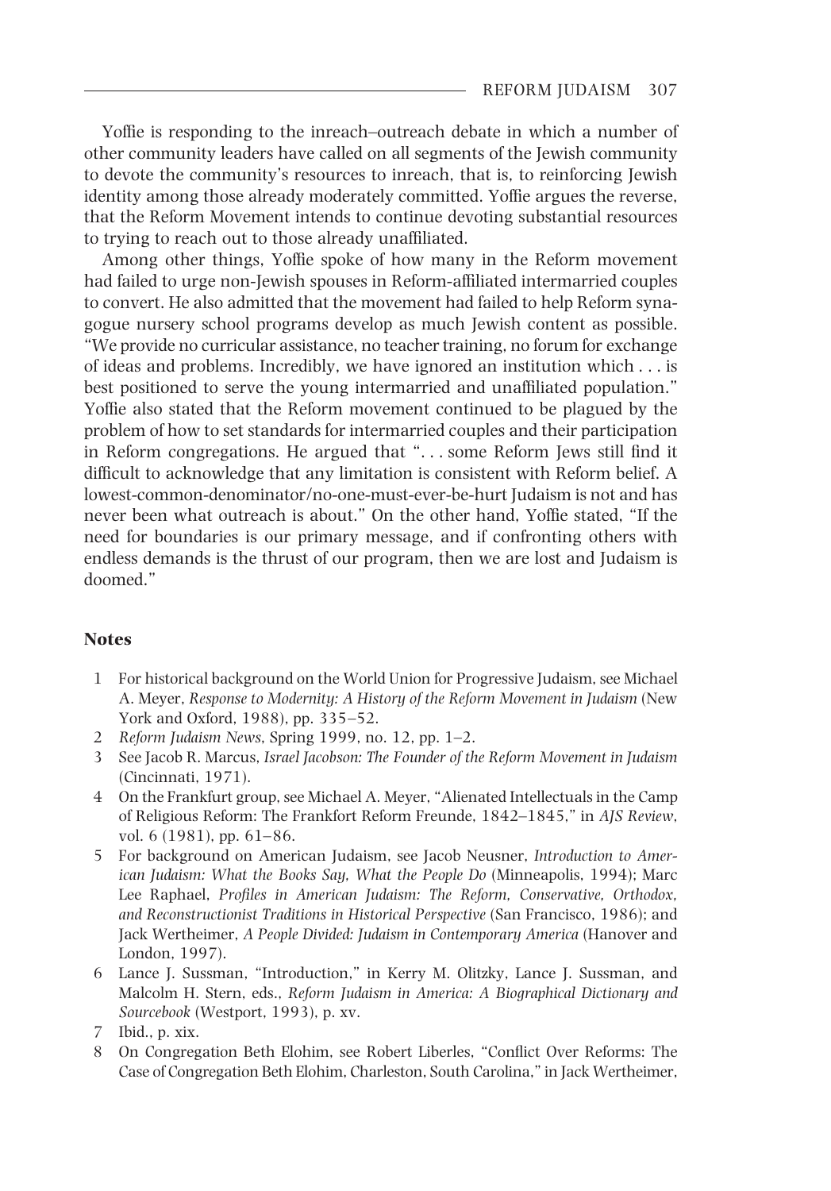Yoffie is responding to the inreach–outreach debate in which a number of other community leaders have called on all segments of the Jewish community to devote the community's resources to inreach, that is, to reinforcing Jewish identity among those already moderately committed. Yoffie argues the reverse, that the Reform Movement intends to continue devoting substantial resources to trying to reach out to those already unaffiliated.

Among other things, Yoffie spoke of how many in the Reform movement had failed to urge non-Jewish spouses in Reform-affiliated intermarried couples to convert. He also admitted that the movement had failed to help Reform synagogue nursery school programs develop as much Jewish content as possible. "We provide no curricular assistance, no teacher training, no forum for exchange of ideas and problems. Incredibly, we have ignored an institution which . . . is best positioned to serve the young intermarried and unaffiliated population." Yoffie also stated that the Reform movement continued to be plagued by the problem of how to set standards for intermarried couples and their participation in Reform congregations. He argued that ". . . some Reform Jews still find it difficult to acknowledge that any limitation is consistent with Reform belief. A lowest-common-denominator/no-one-must-ever-be-hurt Judaism is not and has never been what outreach is about." On the other hand, Yoffie stated, "If the need for boundaries is our primary message, and if confronting others with endless demands is the thrust of our program, then we are lost and Judaism is doomed."

## Notes

1. For historical background on the World Union for Progressive Judaism, see Michael A. Meyer, *Response to Modernity: A History of the Reform Movement in Judaism* (New York and Oxford, 1988), pp. 335–52.
2. *Reform Judaism News*, Spring 1999, no. 12, pp. 1–2.
3. See Jacob R. Marcus, *Israel Jacobson: The Founder of the Reform Movement in Judaism* (Cincinnati, 1971).
4. On the Frankfurt group, see Michael A. Meyer, "Alienated Intellectuals in the Camp of Religious Reform: The Frankfort Reform Freunde, 1842–1845," in *AJS Review*, vol. 6 (1981), pp. 61–86.
5. For background on American Judaism, see Jacob Neusner, *Introduction to American Judaism: What the Books Say, What the People Do* (Minneapolis, 1994); Marc Lee Raphael, *Profiles in American Judaism: The Reform, Conservative, Orthodox, and Reconstructionist Traditions in Historical Perspective* (San Francisco, 1986); and Jack Wertheimer, *A People Divided: Judaism in Contemporary America* (Hanover and London, 1997).
6. Lance J. Sussman, "Introduction," in Kerry M. Olitzky, Lance J. Sussman, and Malcolm H. Stern, eds., *Reform Judaism in America: A Biographical Dictionary and Sourcebook* (Westport, 1993), p. xv.
7. Ibid., p. xix.
8. On Congregation Beth Elohim, see Robert Liberles, "Conflict Over Reforms: The Case of Congregation Beth Elohim, Charleston, South Carolina," in Jack Wertheimer,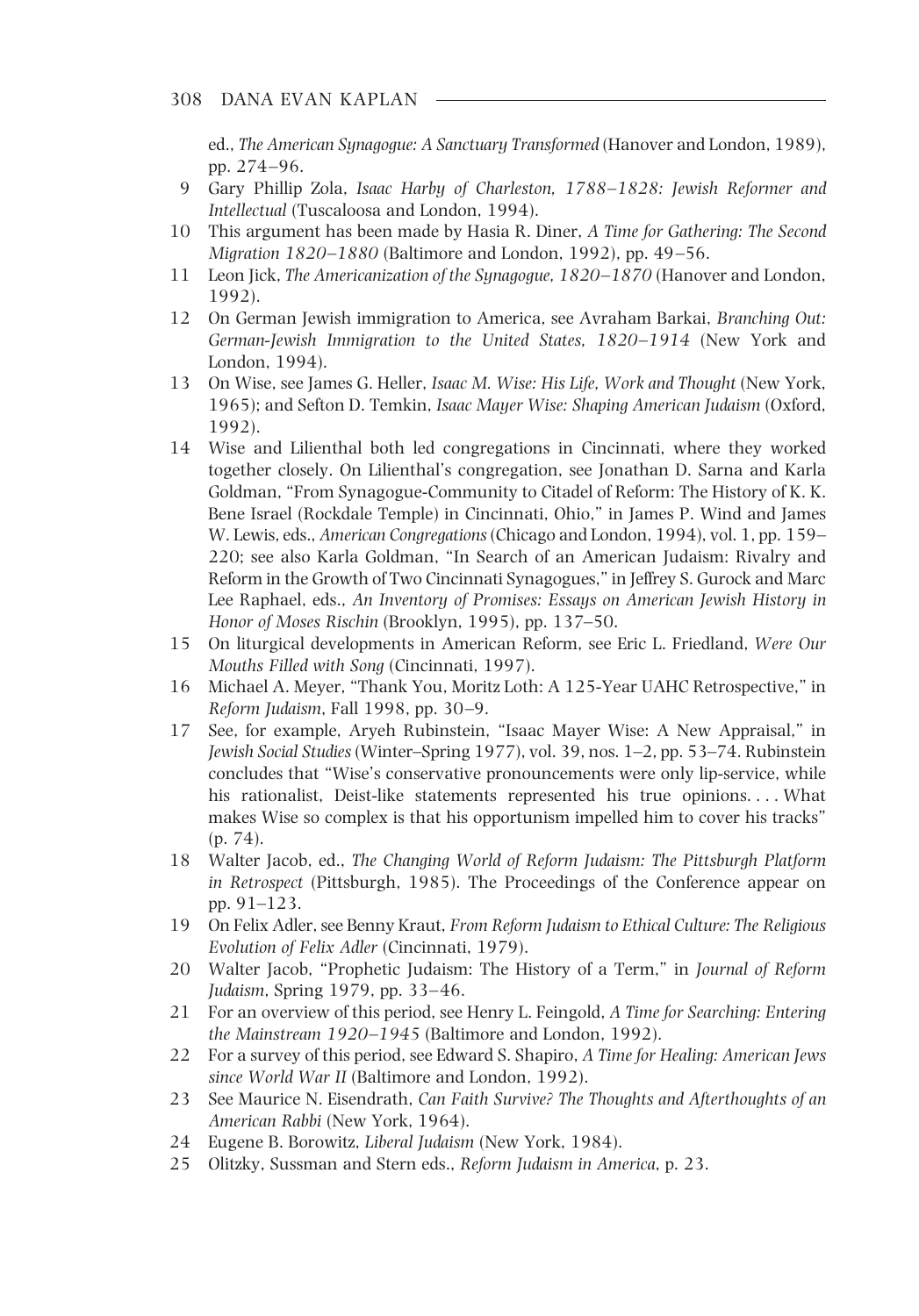ed., *The American Synagogue: A Sanctuary Transformed* (Hanover and London, 1989), pp. 274–96.

9 Gary Phillip Zola, *Isaac Harby of Charleston, 1788–1828: Jewish Reformer and Intellectual* (Tuscaloosa and London, 1994).

10 This argument has been made by Hasia R. Diner, *A Time for Gathering: The Second Migration 1820–1880* (Baltimore and London, 1992), pp. 49–56.

11 Leon Jick, *The Americanization of the Synagogue, 1820–1870* (Hanover and London, 1992).

12 On German Jewish immigration to America, see Avraham Barkai, *Branching Out: German-Jewish Immigration to the United States, 1820–1914* (New York and London, 1994).

13 On Wise, see James G. Heller, *Isaac M. Wise: His Life, Work and Thought* (New York, 1965); and Sefton D. Temkin, *Isaac Mayer Wise: Shaping American Judaism* (Oxford, 1992).

14 Wise and Lilienthal both led congregations in Cincinnati, where they worked together closely. On Lilienthal's congregation, see Jonathan D. Sarna and Karla Goldman, "From Synagogue-Community to Citadel of Reform: The History of K. K. Bene Israel (Rockdale Temple) in Cincinnati, Ohio," in James P. Wind and James W. Lewis, eds., *American Congregations* (Chicago and London, 1994), vol. 1, pp. 159–220; see also Karla Goldman, "In Search of an American Judaism: Rivalry and Reform in the Growth of Two Cincinnati Synagogues," in Jeffrey S. Gurock and Marc Lee Raphael, eds., *An Inventory of Promises: Essays on American Jewish History in Honor of Moses Rischin* (Brooklyn, 1995), pp. 137–50.

15 On liturgical developments in American Reform, see Eric L. Friedland, *Were Our Mouths Filled with Song* (Cincinnati, 1997).

16 Michael A. Meyer, "Thank You, Moritz Loth: A 125-Year UAHC Retrospective," in *Reform Judaism*, Fall 1998, pp. 30–9.

17 See, for example, Aryeh Rubinstein, "Isaac Mayer Wise: A New Appraisal," in *Jewish Social Studies* (Winter–Spring 1977), vol. 39, nos. 1–2, pp. 53–74. Rubinstein concludes that "Wise's conservative pronouncements were only lip-service, while his rationalist, Deist-like statements represented his true opinions. . . . What makes Wise so complex is that his opportunism impelled him to cover his tracks" (p. 74).

18 Walter Jacob, ed., *The Changing World of Reform Judaism: The Pittsburgh Platform in Retrospect* (Pittsburgh, 1985). The Proceedings of the Conference appear on pp. 91–123.

19 On Felix Adler, see Benny Kraut, *From Reform Judaism to Ethical Culture: The Religious Evolution of Felix Adler* (Cincinnati, 1979).

20 Walter Jacob, "Prophetic Judaism: The History of a Term," in *Journal of Reform Judaism*, Spring 1979, pp. 33–46.

21 For an overview of this period, see Henry L. Feingold, *A Time for Searching: Entering the Mainstream 1920–1945* (Baltimore and London, 1992).

22 For a survey of this period, see Edward S. Shapiro, *A Time for Healing: American Jews since World War II* (Baltimore and London, 1992).

23 See Maurice N. Eisendrath, *Can Faith Survive? The Thoughts and Afterthoughts of an American Rabbi* (New York, 1964).

24 Eugene B. Borowitz, *Liberal Judaism* (New York, 1984).

25 Olitzky, Sussman and Stern eds., *Reform Judaism in America*, p. 23.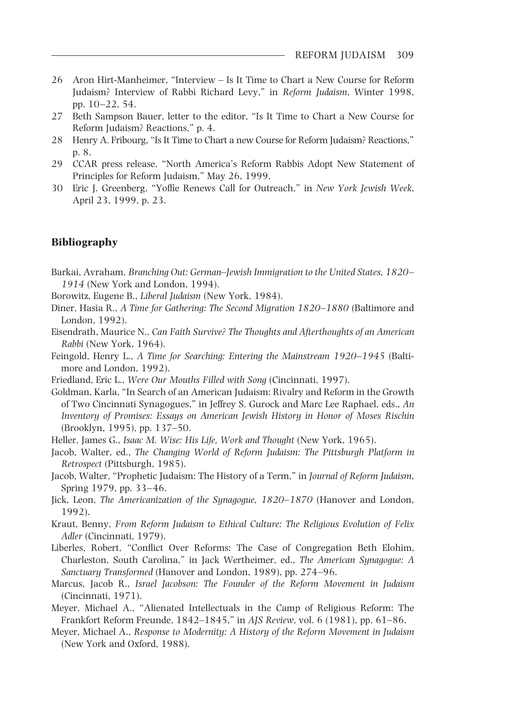26 Aron Hirt-Manheimer, "Interview – Is It Time to Chart a New Course for Reform Judaism? Interview of Rabbi Richard Levy," in *Reform Judaism*, Winter 1998, pp. 10–22, 54.

27 Beth Sampson Bauer, letter to the editor, "Is It Time to Chart a New Course for Reform Judaism? Reactions," p. 4.

28 Henry A. Fribourg, "Is It Time to Chart a new Course for Reform Judaism? Reactions," p. 8.

29 CCAR press release, "North America's Reform Rabbis Adopt New Statement of Principles for Reform Judaism," May 26, 1999.

30 Eric J. Greenberg, "Yoffie Renews Call for Outreach," in *New York Jewish Week*, April 23, 1999, p. 23.

## Bibliography

Barkai, Avraham, *Branching Out: German–Jewish Immigration to the United States, 1820–1914* (New York and London, 1994).

Borowitz, Eugene B., *Liberal Judaism* (New York, 1984).

Diner, Hasia R., *A Time for Gathering: The Second Migration 1820–1880* (Baltimore and London, 1992).

Eisendrath, Maurice N., *Can Faith Survive? The Thoughts and Afterthoughts of an American Rabbi* (New York, 1964).

Feingold, Henry L., *A Time for Searching: Entering the Mainstream 1920–1945* (Baltimore and London, 1992).

Friedland, Eric L., *Were Our Mouths Filled with Song* (Cincinnati, 1997).

Goldman, Karla, "In Search of an American Judaism: Rivalry and Reform in the Growth of Two Cincinnati Synagogues," in Jeffrey S. Gurock and Marc Lee Raphael, eds., *An Inventory of Promises: Essays on American Jewish History in Honor of Moses Rischin* (Brooklyn, 1995), pp. 137–50.

Heller, James G., *Isaac M. Wise: His Life, Work and Thought* (New York, 1965).

Jacob, Walter, ed., *The Changing World of Reform Judaism: The Pittsburgh Platform in Retrospect* (Pittsburgh, 1985).

Jacob, Walter, "Prophetic Judaism: The History of a Term," in *Journal of Reform Judaism*, Spring 1979, pp. 33–46.

Jick, Leon, *The Americanization of the Synagogue, 1820–1870* (Hanover and London, 1992).

Kraut, Benny, *From Reform Judaism to Ethical Culture: The Religious Evolution of Felix Adler* (Cincinnati, 1979).

Liberles, Robert, "Conflict Over Reforms: The Case of Congregation Beth Elohim, Charleston, South Carolina," in Jack Wertheimer, ed., *The American Synagogue: A Sanctuary Transformed* (Hanover and London, 1989), pp. 274–96.

Marcus, Jacob R., *Israel Jacobson: The Founder of the Reform Movement in Judaism* (Cincinnati, 1971).

Meyer, Michael A., "Alienated Intellectuals in the Camp of Religious Reform: The Frankfort Reform Freunde, 1842–1845," in *AJS Review*, vol. 6 (1981), pp. 61–86.

Meyer, Michael A., *Response to Modernity: A History of the Reform Movement in Judaism* (New York and Oxford, 1988).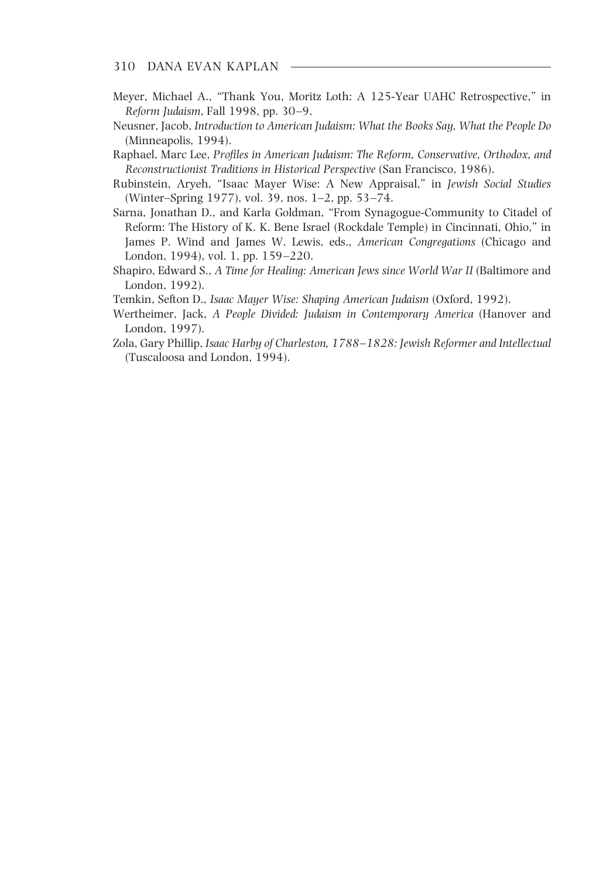Meyer, Michael A., "Thank You, Moritz Loth: A 125-Year UAHC Retrospective," in *Reform Judaism*, Fall 1998, pp. 30–9.

Neusner, Jacob, *Introduction to American Judaism: What the Books Say, What the People Do* (Minneapolis, 1994).

Raphael, Marc Lee, *Profiles in American Judaism: The Reform, Conservative, Orthodox, and Reconstructionist Traditions in Historical Perspective* (San Francisco, 1986).

Rubinstein, Aryeh, "Isaac Mayer Wise: A New Appraisal," in *Jewish Social Studies* (Winter–Spring 1977), vol. 39, nos. 1–2, pp. 53–74.

Sarna, Jonathan D., and Karla Goldman, "From Synagogue-Community to Citadel of Reform: The History of K. K. Bene Israel (Rockdale Temple) in Cincinnati, Ohio," in James P. Wind and James W. Lewis, eds., *American Congregations* (Chicago and London, 1994), vol. 1, pp. 159–220.

Shapiro, Edward S., *A Time for Healing: American Jews since World War II* (Baltimore and London, 1992).

Temkin, Sefton D., *Isaac Mayer Wise: Shaping American Judaism* (Oxford, 1992).

Wertheimer, Jack, *A People Divided: Judaism in Contemporary America* (Hanover and London, 1997).

Zola, Gary Phillip, *Isaac Harby of Charleston, 1788–1828: Jewish Reformer and Intellectual* (Tuscaloosa and London, 1994).